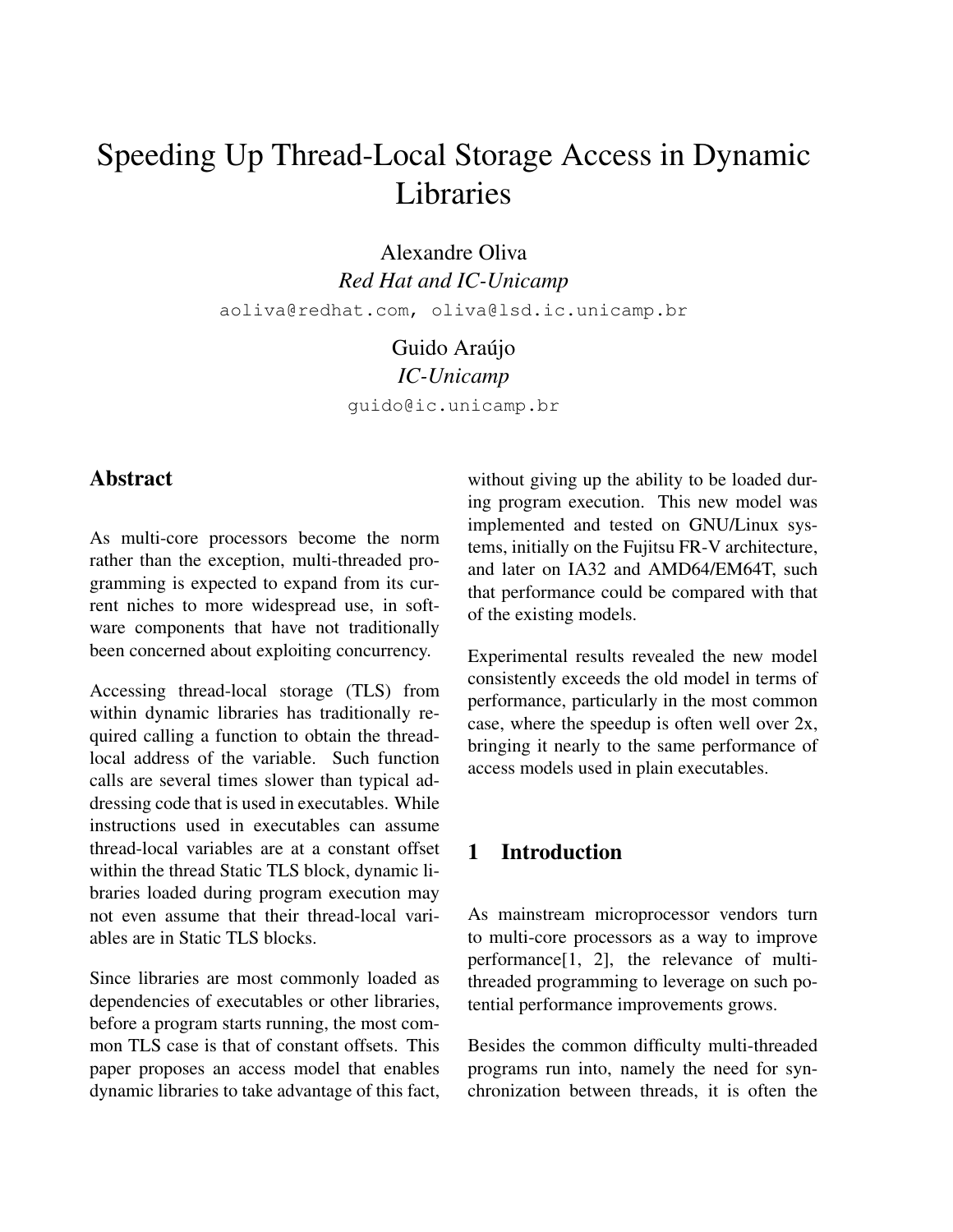# Speeding Up Thread-Local Storage Access in Dynamic Libraries

Alexandre Oliva
*Red Hat and IC-Unicamp*
aoliva@redhat.com, oliva@lsd.ic.unicamp.br

Guido Araújo
*IC-Unicamp*
guido@ic.unicamp.br

## Abstract

As multi-core processors become the norm rather than the exception, multi-threaded programming is expected to expand from its current niches to more widespread use, in software components that have not traditionally been concerned about exploiting concurrency.

Accessing thread-local storage (TLS) from within dynamic libraries has traditionally required calling a function to obtain the thread-local address of the variable. Such function calls are several times slower than typical addressing code that is used in executables. While instructions used in executables can assume thread-local variables are at a constant offset within the thread Static TLS block, dynamic libraries loaded during program execution may not even assume that their thread-local variables are in Static TLS blocks.

Since libraries are most commonly loaded as dependencies of executables or other libraries, before a program starts running, the most common TLS case is that of constant offsets. This paper proposes an access model that enables dynamic libraries to take advantage of this fact, without giving up the ability to be loaded during program execution. This new model was implemented and tested on GNU/Linux systems, initially on the Fujitsu FR-V architecture, and later on IA32 and AMD64/EM64T, such that performance could be compared with that of the existing models.

Experimental results revealed the new model consistently exceeds the old model in terms of performance, particularly in the most common case, where the speedup is often well over 2x, bringing it nearly to the same performance of access models used in plain executables.

## 1 Introduction

As mainstream microprocessor vendors turn to multi-core processors as a way to improve performance[1, 2], the relevance of multi-threaded programming to leverage on such potential performance improvements grows.

Besides the common difficulty multi-threaded programs run into, namely the need for synchronization between threads, it is often the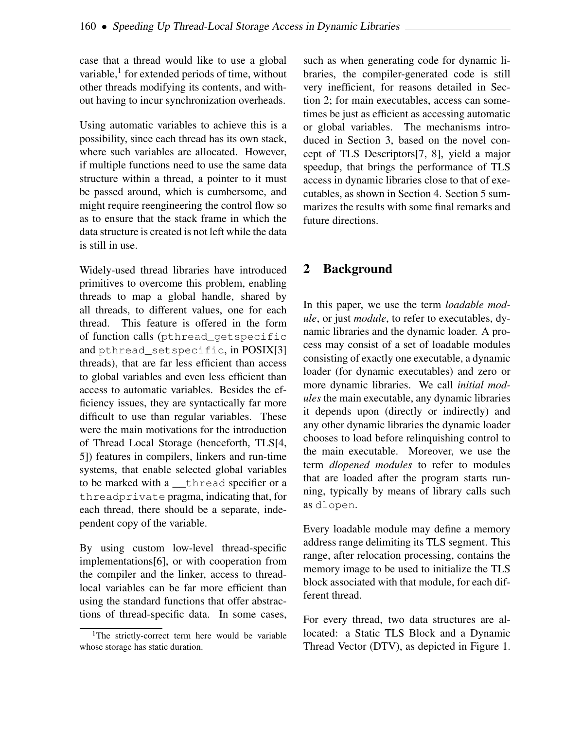case that a thread would like to use a global variable,[1] for extended periods of time, without other threads modifying its contents, and without having to incur synchronization overheads.

Using automatic variables to achieve this is a possibility, since each thread has its own stack, where such variables are allocated. However, if multiple functions need to use the same data structure within a thread, a pointer to it must be passed around, which is cumbersome, and might require reengineering the control flow so as to ensure that the stack frame in which the data structure is created is not left while the data is still in use.

Widely-used thread libraries have introduced primitives to overcome this problem, enabling threads to map a global handle, shared by all threads, to different values, one for each thread. This feature is offered in the form of function calls (`pthread_getspecific` and `pthread_setspecific`, in POSIX[3] threads), that are far less efficient than access to global variables and even less efficient than access to automatic variables. Besides the efficiency issues, they are syntactically far more difficult to use than regular variables. These were the main motivations for the introduction of Thread Local Storage (henceforth, TLS[4, 5]) features in compilers, linkers and run-time systems, that enable selected global variables to be marked with a `__thread` specifier or a `threadprivate` pragma, indicating that, for each thread, there should be a separate, independent copy of the variable.

By using custom low-level thread-specific implementations[6], or with cooperation from the compiler and the linker, access to thread-local variables can be far more efficient than using the standard functions that offer abstractions of thread-specific data. In some cases, such as when generating code for dynamic libraries, the compiler-generated code is still very inefficient, for reasons detailed in Section 2; for main executables, access can sometimes be just as efficient as accessing automatic or global variables. The mechanisms introduced in Section 3, based on the novel concept of TLS Descriptors[7, 8], yield a major speedup, that brings the performance of TLS access in dynamic libraries close to that of executables, as shown in Section 4. Section 5 summarizes the results with some final remarks and future directions.

[1] The strictly-correct term here would be variable whose storage has static duration.

## 2 Background

In this paper, we use the term *loadable module*, or just *module*, to refer to executables, dynamic libraries and the dynamic loader. A process may consist of a set of loadable modules consisting of exactly one executable, a dynamic loader (for dynamic executables) and zero or more dynamic libraries. We call *initial modules* the main executable, any dynamic libraries it depends upon (directly or indirectly) and any other dynamic libraries the dynamic loader chooses to load before relinquishing control to the main executable. Moreover, we use the term *dlopened modules* to refer to modules that are loaded after the program starts running, typically by means of library calls such as `dlopen`.

Every loadable module may define a memory address range delimiting its TLS segment. This range, after relocation processing, contains the memory image to be used to initialize the TLS block associated with that module, for each different thread.

For every thread, two data structures are allocated: a Static TLS Block and a Dynamic Thread Vector (DTV), as depicted in Figure 1.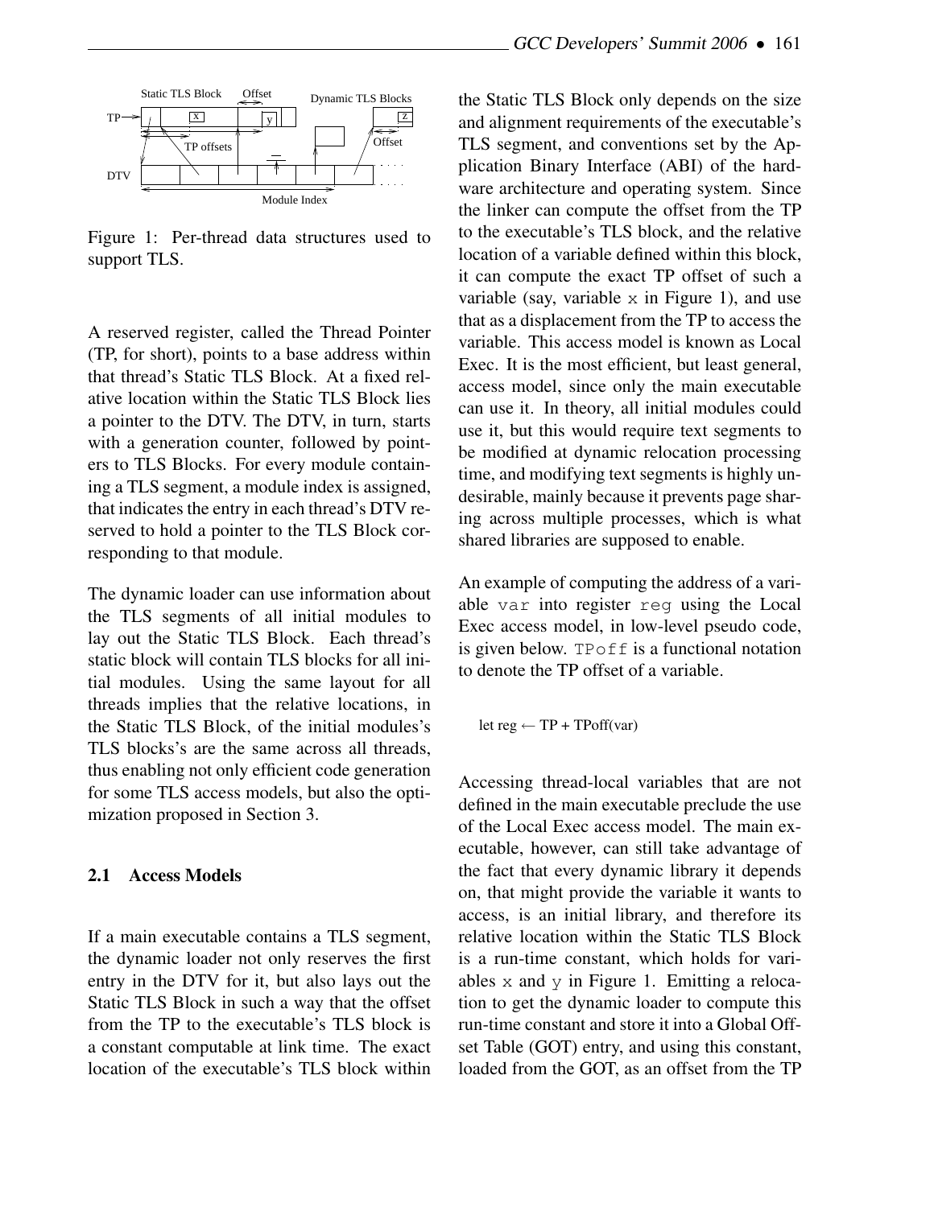Figure 1: Per-thread data structures used to support TLS.

A reserved register, called the Thread Pointer (TP, for short), points to a base address within that thread's Static TLS Block. At a fixed relative location within the Static TLS Block lies a pointer to the DTV. The DTV, in turn, starts with a generation counter, followed by pointers to TLS Blocks. For every module containing a TLS segment, a module index is assigned, that indicates the entry in each thread's DTV reserved to hold a pointer to the TLS Block corresponding to that module.

The dynamic loader can use information about the TLS segments of all initial modules to lay out the Static TLS Block. Each thread's static block will contain TLS blocks for all initial modules. Using the same layout for all threads implies that the relative locations, in the Static TLS Block, of the initial modules's TLS blocks's are the same across all threads, thus enabling not only efficient code generation for some TLS access models, but also the optimization proposed in Section 3.

## 2.1 Access Models

If a main executable contains a TLS segment, the dynamic loader not only reserves the first entry in the DTV for it, but also lays out the Static TLS Block in such a way that the offset from the TP to the executable's TLS block is a constant computable at link time. The exact location of the executable's TLS block within the Static TLS Block only depends on the size and alignment requirements of the executable's TLS segment, and conventions set by the Application Binary Interface (ABI) of the hardware architecture and operating system. Since the linker can compute the offset from the TP to the executable's TLS block, and the relative location of a variable defined within this block, it can compute the exact TP offset of such a variable (say, variable `x` in Figure 1), and use that as a displacement from the TP to access the variable. This access model is known as Local Exec. It is the most efficient, but least general, access model, since only the main executable can use it. In theory, all initial modules could use it, but this would require text segments to be modified at dynamic relocation processing time, and modifying text segments is highly undesirable, mainly because it prevents page sharing across multiple processes, which is what shared libraries are supposed to enable.

An example of computing the address of a variable `var` into register `reg` using the Local Exec access model, in low-level pseudo code, is given below. `TPoff` is a functional notation to denote the TP offset of a variable.

```
let reg ← TP + TPoff(var)
```

Accessing thread-local variables that are not defined in the main executable preclude the use of the Local Exec access model. The main executable, however, can still take advantage of the fact that every dynamic library it depends on, that might provide the variable it wants to access, is an initial library, and therefore its relative location within the Static TLS Block is a run-time constant, which holds for variables `x` and `y` in Figure 1. Emitting a relocation to get the dynamic loader to compute this run-time constant and store it into a Global Offset Table (GOT) entry, and using this constant, loaded from the GOT, as an offset from the TP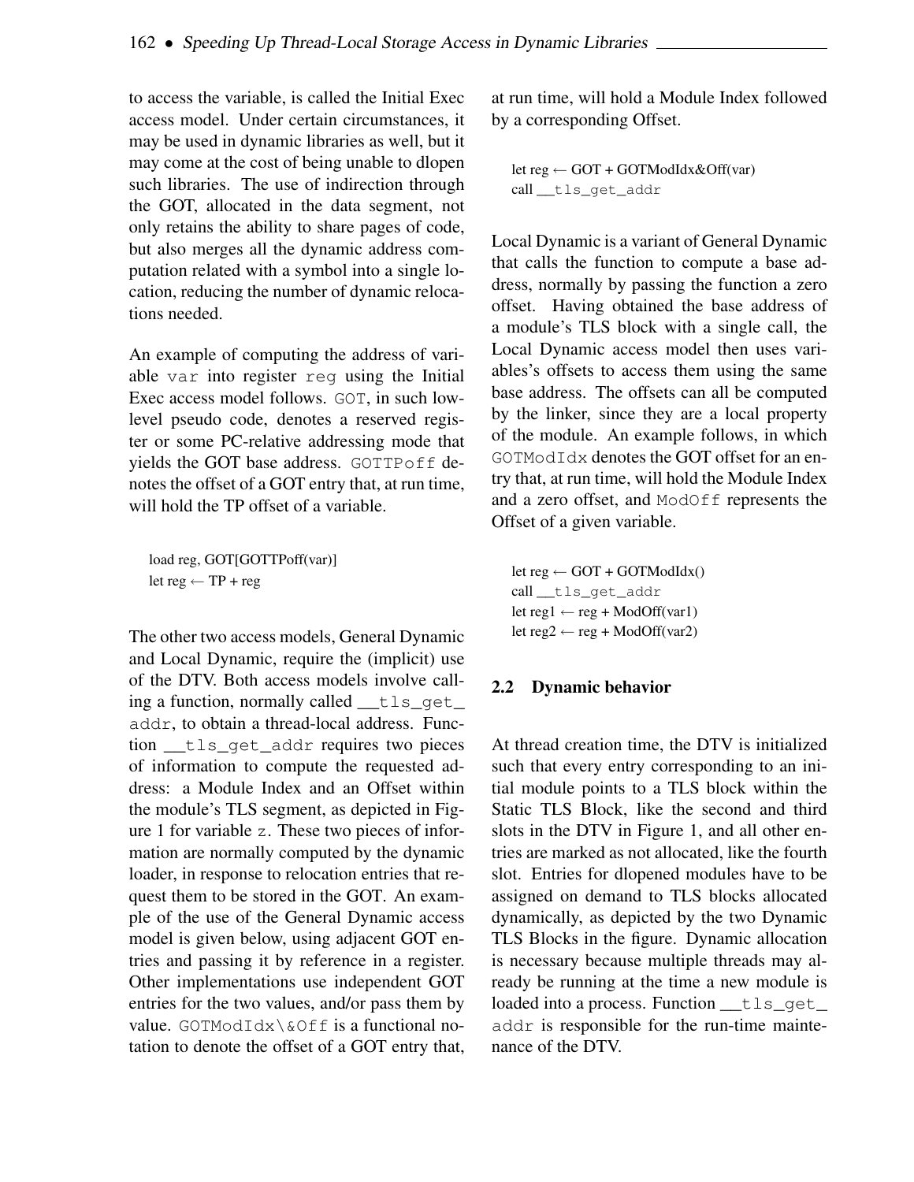to access the variable, is called the Initial Exec access model. Under certain circumstances, it may be used in dynamic libraries as well, but it may come at the cost of being unable to dlopen such libraries. The use of indirection through the GOT, allocated in the data segment, not only retains the ability to share pages of code, but also merges all the dynamic address computation related with a symbol into a single location, reducing the number of dynamic relocations needed.

An example of computing the address of variable `var` into register `reg` using the Initial Exec access model follows. `GOT`, in such low-level pseudo code, denotes a reserved register or some PC-relative addressing mode that yields the GOT base address. `GOTTPoff` denotes the offset of a GOT entry that, at run time, will hold the TP offset of a variable.

```
load reg, GOT[GOTTPoff(var)]
let reg ← TP + reg
```

The other two access models, General Dynamic and Local Dynamic, require the (implicit) use of the DTV. Both access models involve calling a function, normally called `__tls_get_addr`, to obtain a thread-local address. Function `__tls_get_addr` requires two pieces of information to compute the requested address: a Module Index and an Offset within the module's TLS segment, as depicted in Figure 1 for variable `z`. These two pieces of information are normally computed by the dynamic loader, in response to relocation entries that request them to be stored in the GOT. An example of the use of the General Dynamic access model is given below, using adjacent GOT entries and passing it by reference in a register. Other implementations use independent GOT entries for the two values, and/or pass them by value. `GOTModIdx\&Off` is a functional notation to denote the offset of a GOT entry that, at run time, will hold a Module Index followed by a corresponding Offset.

```
let reg ← GOT + GOTModIdx&Off(var)
call __tls_get_addr
```

Local Dynamic is a variant of General Dynamic that calls the function to compute a base address, normally by passing the function a zero offset. Having obtained the base address of a module's TLS block with a single call, the Local Dynamic access model then uses variables's offsets to access them using the same base address. The offsets can all be computed by the linker, since they are a local property of the module. An example follows, in which `GOTModIdx` denotes the GOT offset for an entry that, at run time, will hold the Module Index and a zero offset, and `ModOff` represents the Offset of a given variable.

```
let reg ← GOT + GOTModIdx()
call __tls_get_addr
let reg1 ← reg + ModOff(var1)
let reg2 ← reg + ModOff(var2)
```

## 2.2 Dynamic behavior

At thread creation time, the DTV is initialized such that every entry corresponding to an initial module points to a TLS block within the Static TLS Block, like the second and third slots in the DTV in Figure 1, and all other entries are marked as not allocated, like the fourth slot. Entries for dlopened modules have to be assigned on demand to TLS blocks allocated dynamically, as depicted by the two Dynamic TLS Blocks in the figure. Dynamic allocation is necessary because multiple threads may already be running at the time a new module is loaded into a process. Function `__tls_get_addr` is responsible for the run-time maintenance of the DTV.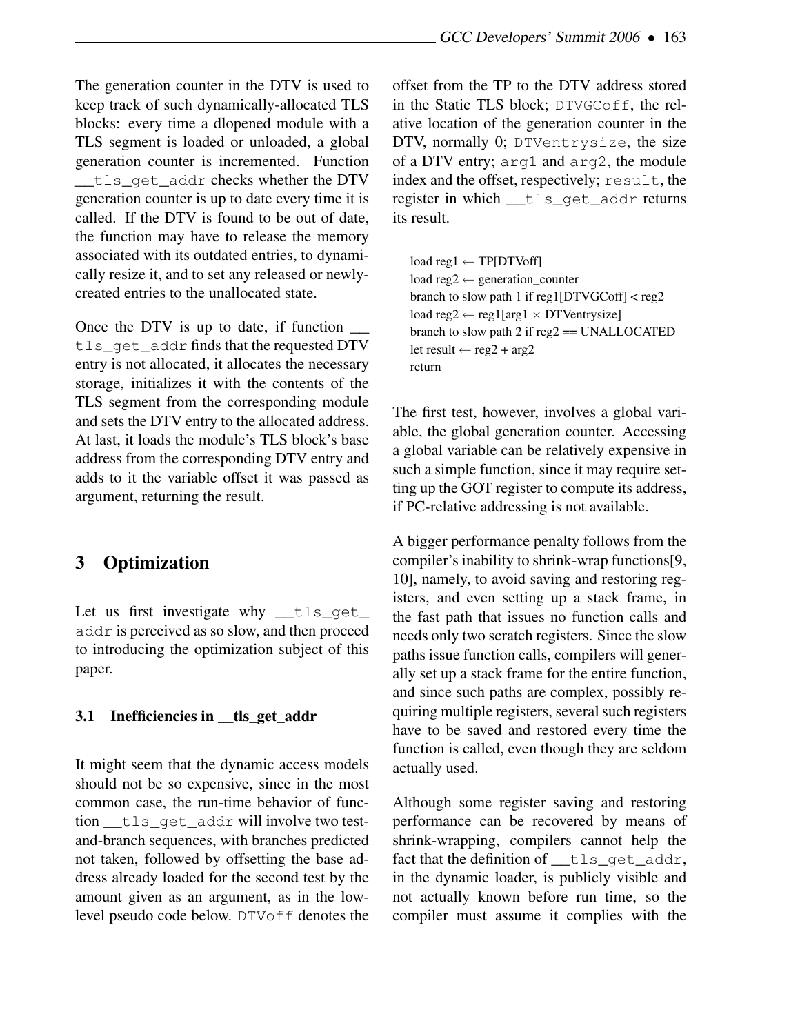The generation counter in the DTV is used to keep track of such dynamically-allocated TLS blocks: every time a dlopened module with a TLS segment is loaded or unloaded, a global generation counter is incremented. Function `__tls_get_addr` checks whether the DTV generation counter is up to date every time it is called. If the DTV is found to be out of date, the function may have to release the memory associated with its outdated entries, to dynamically resize it, and to set any released or newly-created entries to the unallocated state.

Once the DTV is up to date, if function `__tls_get_addr` finds that the requested DTV entry is not allocated, it allocates the necessary storage, initializes it with the contents of the TLS segment from the corresponding module and sets the DTV entry to the allocated address. At last, it loads the module's TLS block's base address from the corresponding DTV entry and adds to it the variable offset it was passed as argument, returning the result.

# 3 Optimization

Let us first investigate why `__tls_get_addr` is perceived as so slow, and then proceed to introducing the optimization subject of this paper.

## 3.1 Inefficiencies in __tls_get_addr

It might seem that the dynamic access models should not be so expensive, since in the most common case, the run-time behavior of function `__tls_get_addr` will involve two test-and-branch sequences, with branches predicted not taken, followed by offsetting the base address already loaded for the second test by the amount given as an argument, as in the low-level pseudo code below. `DTVoff` denotes the offset from the TP to the DTV address stored in the Static TLS block; `DTVGCoff`, the relative location of the generation counter in the DTV, normally 0; `DTVentrysize`, the size of a DTV entry; `arg1` and `arg2`, the module index and the offset, respectively; `result`, the register in which `__tls_get_addr` returns its result.

```
load reg1 ← TP[DTVoff]
load reg2 ← generation_counter
branch to slow path 1 if reg1[DTVGCoff] < reg2
load reg2 ← reg1[arg1 × DTVentrysize]
branch to slow path 2 if reg2 == UNALLOCATED
let result ← reg2 + arg2
return
```

The first test, however, involves a global variable, the global generation counter. Accessing a global variable can be relatively expensive in such a simple function, since it may require setting up the GOT register to compute its address, if PC-relative addressing is not available.

A bigger performance penalty follows from the compiler's inability to shrink-wrap functions[9, 10], namely, to avoid saving and restoring registers, and even setting up a stack frame, in the fast path that issues no function calls and needs only two scratch registers. Since the slow paths issue function calls, compilers will generally set up a stack frame for the entire function, and since such paths are complex, possibly requiring multiple registers, several such registers have to be saved and restored every time the function is called, even though they are seldom actually used.

Although some register saving and restoring performance can be recovered by means of shrink-wrapping, compilers cannot help the fact that the definition of `__tls_get_addr`, in the dynamic loader, is publicly visible and not actually known before run time, so the compiler must assume it complies with the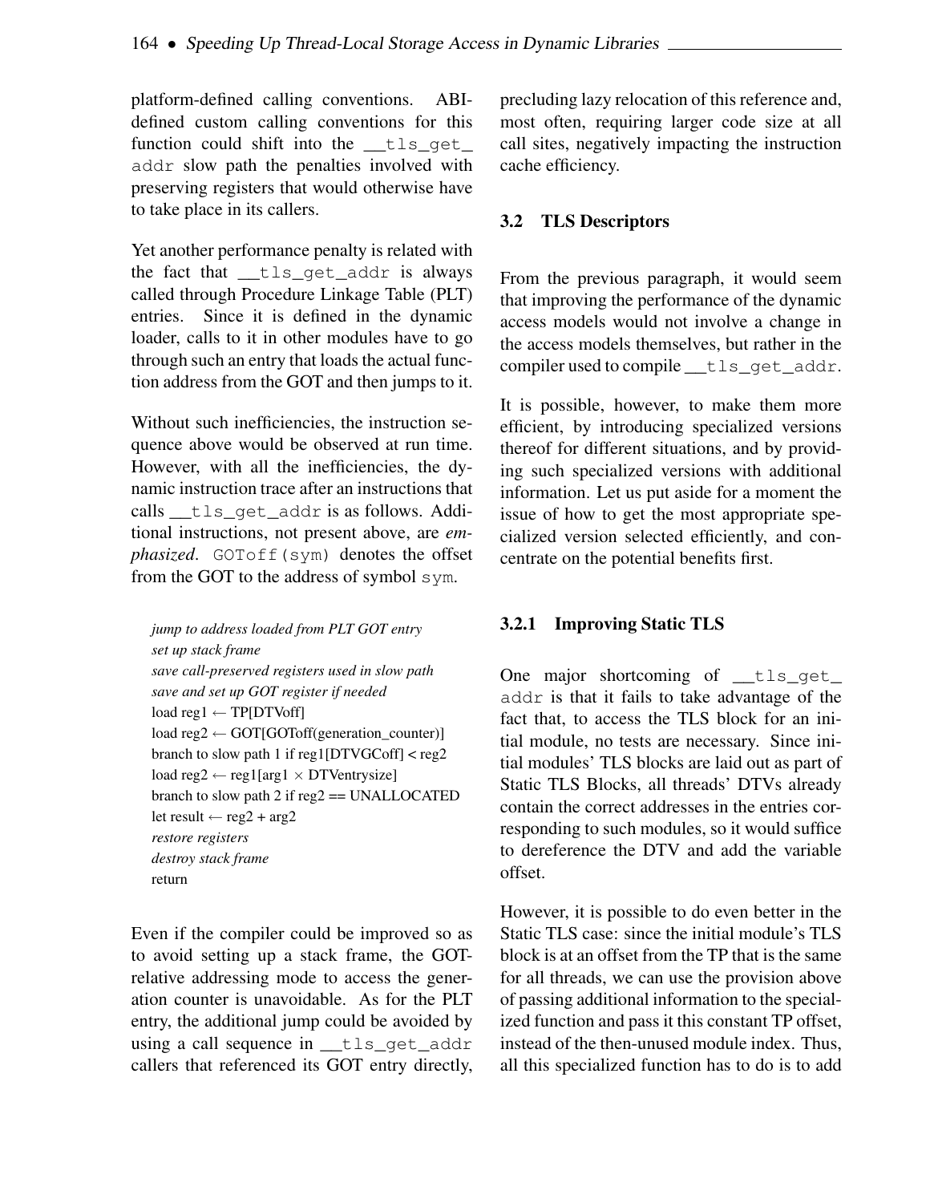platform-defined calling conventions. ABI-defined custom calling conventions for this function could shift into the `__tls_get_addr` slow path the penalties involved with preserving registers that would otherwise have to take place in its callers.

Yet another performance penalty is related with the fact that `__tls_get_addr` is always called through Procedure Linkage Table (PLT) entries. Since it is defined in the dynamic loader, calls to it in other modules have to go through such an entry that loads the actual function address from the GOT and then jumps to it.

Without such inefficiencies, the instruction sequence above would be observed at run time. However, with all the inefficiencies, the dynamic instruction trace after an instructions that calls `__tls_get_addr` is as follows. Additional instructions, not present above, are *emphasized*. `GOToff(sym)` denotes the offset from the GOT to the address of symbol `sym`.

> *jump to address loaded from PLT GOT entry*
> *set up stack frame*
> *save call-preserved registers used in slow path*
> *save and set up GOT register if needed*
> load reg1 ← TP[DTVoff]
> load reg2 ← GOT[GOToff(generation_counter)]
> branch to slow path 1 if reg1[DTVGCoff] < reg2
> load reg2 ← reg1[arg1 × DTVentrysize]
> branch to slow path 2 if reg2 == UNALLOCATED
> let result ← reg2 + arg2
> *restore registers*
> *destroy stack frame*
> return

Even if the compiler could be improved so as to avoid setting up a stack frame, the GOT-relative addressing mode to access the generation counter is unavoidable. As for the PLT entry, the additional jump could be avoided by using a call sequence in `__tls_get_addr` callers that referenced its GOT entry directly, precluding lazy relocation of this reference and, most often, requiring larger code size at all call sites, negatively impacting the instruction cache efficiency.

## 3.2 TLS Descriptors

From the previous paragraph, it would seem that improving the performance of the dynamic access models would not involve a change in the access models themselves, but rather in the compiler used to compile `__tls_get_addr`.

It is possible, however, to make them more efficient, by introducing specialized versions thereof for different situations, and by providing such specialized versions with additional information. Let us put aside for a moment the issue of how to get the most appropriate specialized version selected efficiently, and concentrate on the potential benefits first.

### 3.2.1 Improving Static TLS

One major shortcoming of `__tls_get_addr` is that it fails to take advantage of the fact that, to access the TLS block for an initial module, no tests are necessary. Since initial modules' TLS blocks are laid out as part of Static TLS Blocks, all threads' DTVs already contain the correct addresses in the entries corresponding to such modules, so it would suffice to dereference the DTV and add the variable offset.

However, it is possible to do even better in the Static TLS case: since the initial module's TLS block is at an offset from the TP that is the same for all threads, we can use the provision above of passing additional information to the specialized function and pass it this constant TP offset, instead of the then-unused module index. Thus, all this specialized function has to do is to add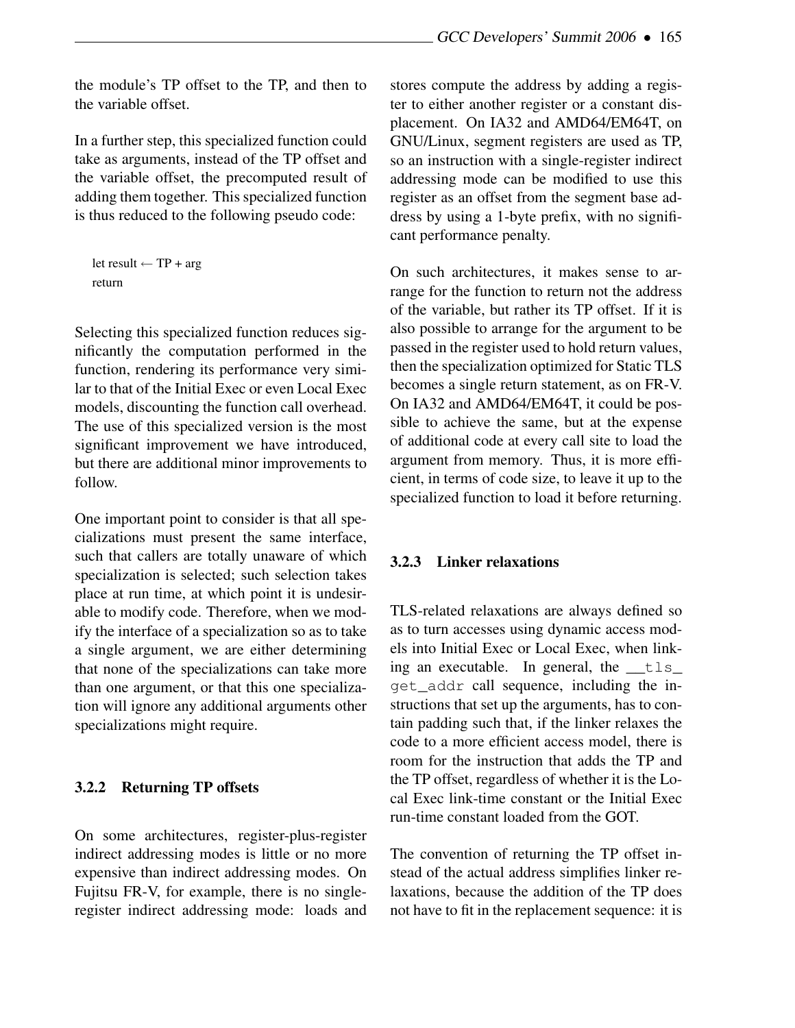the module's TP offset to the TP, and then to the variable offset.

In a further step, this specialized function could take as arguments, instead of the TP offset and the variable offset, the precomputed result of adding them together. This specialized function is thus reduced to the following pseudo code:

```
let result ← TP + arg
return
```

Selecting this specialized function reduces significantly the computation performed in the function, rendering its performance very similar to that of the Initial Exec or even Local Exec models, discounting the function call overhead. The use of this specialized version is the most significant improvement we have introduced, but there are additional minor improvements to follow.

One important point to consider is that all specializations must present the same interface, such that callers are totally unaware of which specialization is selected; such selection takes place at run time, at which point it is undesirable to modify code. Therefore, when we modify the interface of a specialization so as to take a single argument, we are either determining that none of the specializations can take more than one argument, or that this one specialization will ignore any additional arguments other specializations might require.

### 3.2.2 Returning TP offsets

On some architectures, register-plus-register indirect addressing modes is little or no more expensive than indirect addressing modes. On Fujitsu FR-V, for example, there is no single-register indirect addressing mode: loads and stores compute the address by adding a register to either another register or a constant displacement. On IA32 and AMD64/EM64T, on GNU/Linux, segment registers are used as TP, so an instruction with a single-register indirect addressing mode can be modified to use this register as an offset from the segment base address by using a 1-byte prefix, with no significant performance penalty.

On such architectures, it makes sense to arrange for the function to return not the address of the variable, but rather its TP offset. If it is also possible to arrange for the argument to be passed in the register used to hold return values, then the specialization optimized for Static TLS becomes a single return statement, as on FR-V. On IA32 and AMD64/EM64T, it could be possible to achieve the same, but at the expense of additional code at every call site to load the argument from memory. Thus, it is more efficient, in terms of code size, to leave it up to the specialized function to load it before returning.

### 3.2.3 Linker relaxations

TLS-related relaxations are always defined so as to turn accesses using dynamic access models into Initial Exec or Local Exec, when linking an executable. In general, the `__tls_get_addr` call sequence, including the instructions that set up the arguments, has to contain padding such that, if the linker relaxes the code to a more efficient access model, there is room for the instruction that adds the TP and the TP offset, regardless of whether it is the Local Exec link-time constant or the Initial Exec run-time constant loaded from the GOT.

The convention of returning the TP offset instead of the actual address simplifies linker relaxations, because the addition of the TP does not have to fit in the replacement sequence: it is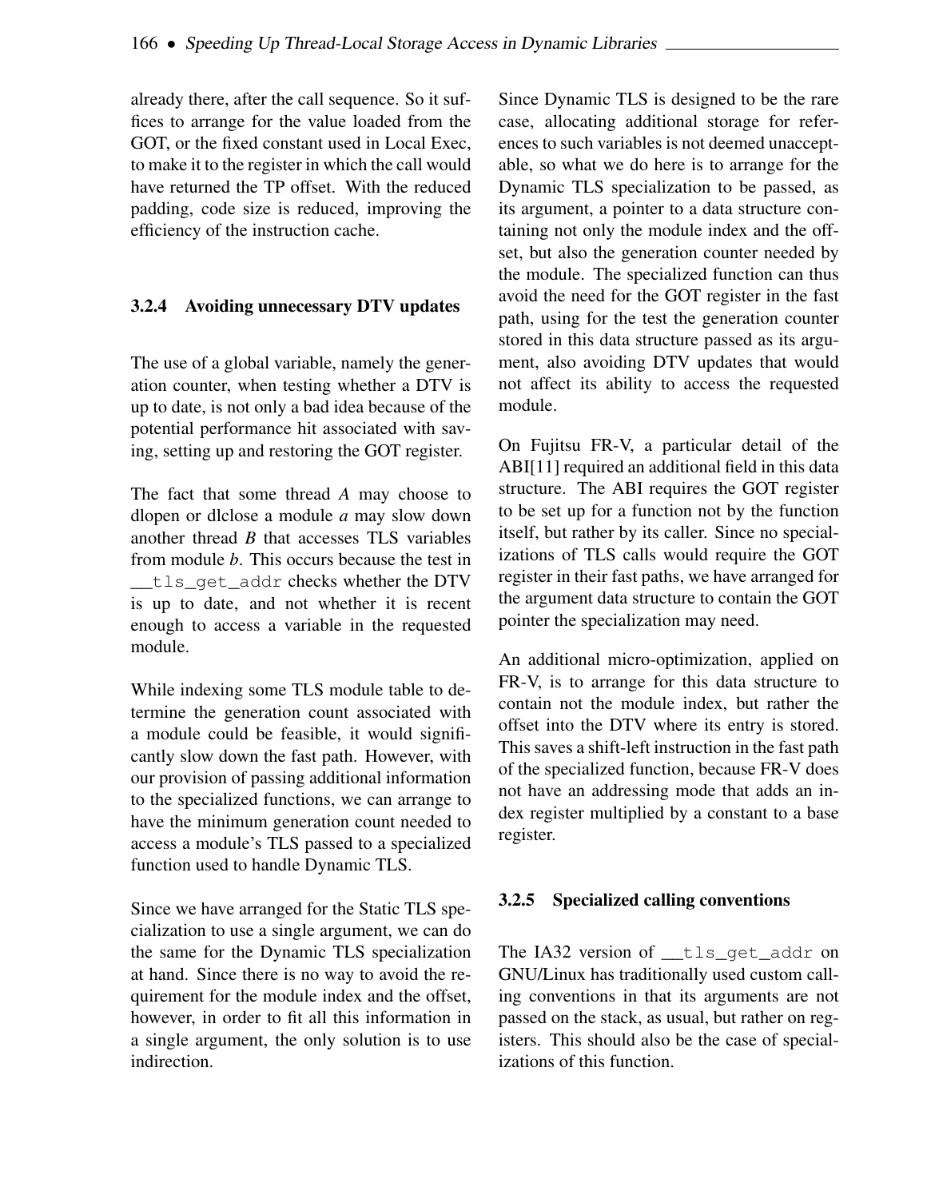already there, after the call sequence. So it suffices to arrange for the value loaded from the GOT, or the fixed constant used in Local Exec, to make it to the register in which the call would have returned the TP offset. With the reduced padding, code size is reduced, improving the efficiency of the instruction cache.

#### 3.2.4 Avoiding unnecessary DTV updates

The use of a global variable, namely the generation counter, when testing whether a DTV is up to date, is not only a bad idea because of the potential performance hit associated with saving, setting up and restoring the GOT register.

The fact that some thread *A* may choose to dlopen or dlclose a module *a* may slow down another thread *B* that accesses TLS variables from module *b*. This occurs because the test in `__tls_get_addr` checks whether the DTV is up to date, and not whether it is recent enough to access a variable in the requested module.

While indexing some TLS module table to determine the generation count associated with a module could be feasible, it would significantly slow down the fast path. However, with our provision of passing additional information to the specialized functions, we can arrange to have the minimum generation count needed to access a module's TLS passed to a specialized function used to handle Dynamic TLS.

Since we have arranged for the Static TLS specialization to use a single argument, we can do the same for the Dynamic TLS specialization at hand. Since there is no way to avoid the requirement for the module index and the offset, however, in order to fit all this information in a single argument, the only solution is to use indirection.

Since Dynamic TLS is designed to be the rare case, allocating additional storage for references to such variables is not deemed unacceptable, so what we do here is to arrange for the Dynamic TLS specialization to be passed, as its argument, a pointer to a data structure containing not only the module index and the offset, but also the generation counter needed by the module. The specialized function can thus avoid the need for the GOT register in the fast path, using for the test the generation counter stored in this data structure passed as its argument, also avoiding DTV updates that would not affect its ability to access the requested module.

On Fujitsu FR-V, a particular detail of the ABI[11] required an additional field in this data structure. The ABI requires the GOT register to be set up for a function not by the function itself, but rather by its caller. Since no specializations of TLS calls would require the GOT register in their fast paths, we have arranged for the argument data structure to contain the GOT pointer the specialization may need.

An additional micro-optimization, applied on FR-V, is to arrange for this data structure to contain not the module index, but rather the offset into the DTV where its entry is stored. This saves a shift-left instruction in the fast path of the specialized function, because FR-V does not have an addressing mode that adds an index register multiplied by a constant to a base register.

#### 3.2.5 Specialized calling conventions

The IA32 version of `__tls_get_addr` on GNU/Linux has traditionally used custom calling conventions in that its arguments are not passed on the stack, as usual, but rather on registers. This should also be the case of specializations of this function.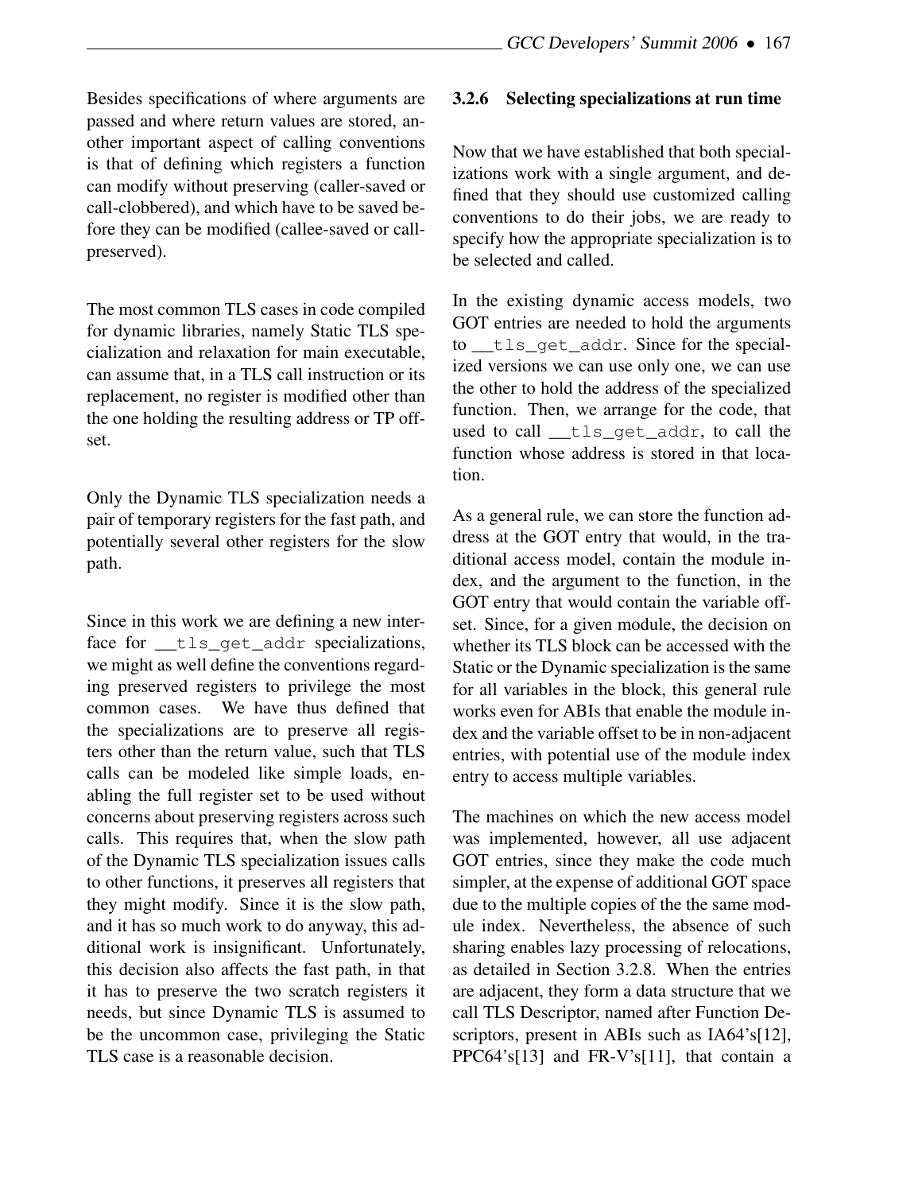Besides specifications of where arguments are passed and where return values are stored, another important aspect of calling conventions is that of defining which registers a function can modify without preserving (caller-saved or call-clobbered), and which have to be saved before they can be modified (callee-saved or call-preserved).

The most common TLS cases in code compiled for dynamic libraries, namely Static TLS specialization and relaxation for main executable, can assume that, in a TLS call instruction or its replacement, no register is modified other than the one holding the resulting address or TP offset.

Only the Dynamic TLS specialization needs a pair of temporary registers for the fast path, and potentially several other registers for the slow path.

Since in this work we are defining a new interface for `__tls_get_addr` specializations, we might as well define the conventions regarding preserved registers to privilege the most common cases. We have thus defined that the specializations are to preserve all registers other than the return value, such that TLS calls can be modeled like simple loads, enabling the full register set to be used without concerns about preserving registers across such calls. This requires that, when the slow path of the Dynamic TLS specialization issues calls to other functions, it preserves all registers that they might modify. Since it is the slow path, and it has so much work to do anyway, this additional work is insignificant. Unfortunately, this decision also affects the fast path, in that it has to preserve the two scratch registers it needs, but since Dynamic TLS is assumed to be the uncommon case, privileging the Static TLS case is a reasonable decision.

### 3.2.6 Selecting specializations at run time

Now that we have established that both specializations work with a single argument, and defined that they should use customized calling conventions to do their jobs, we are ready to specify how the appropriate specialization is to be selected and called.

In the existing dynamic access models, two GOT entries are needed to hold the arguments to `__tls_get_addr`. Since for the specialized versions we can use only one, we can use the other to hold the address of the specialized function. Then, we arrange for the code, that used to call `__tls_get_addr`, to call the function whose address is stored in that location.

As a general rule, we can store the function address at the GOT entry that would, in the traditional access model, contain the module index, and the argument to the function, in the GOT entry that would contain the variable offset. Since, for a given module, the decision on whether its TLS block can be accessed with the Static or the Dynamic specialization is the same for all variables in the block, this general rule works even for ABIs that enable the module index and the variable offset to be in non-adjacent entries, with potential use of the module index entry to access multiple variables.

The machines on which the new access model was implemented, however, all use adjacent GOT entries, since they make the code much simpler, at the expense of additional GOT space due to the multiple copies of the the same module index. Nevertheless, the absence of such sharing enables lazy processing of relocations, as detailed in Section 3.2.8. When the entries are adjacent, they form a data structure that we call TLS Descriptor, named after Function Descriptors, present in ABIs such as IA64's[12], PPC64's[13] and FR-V's[11], that contain a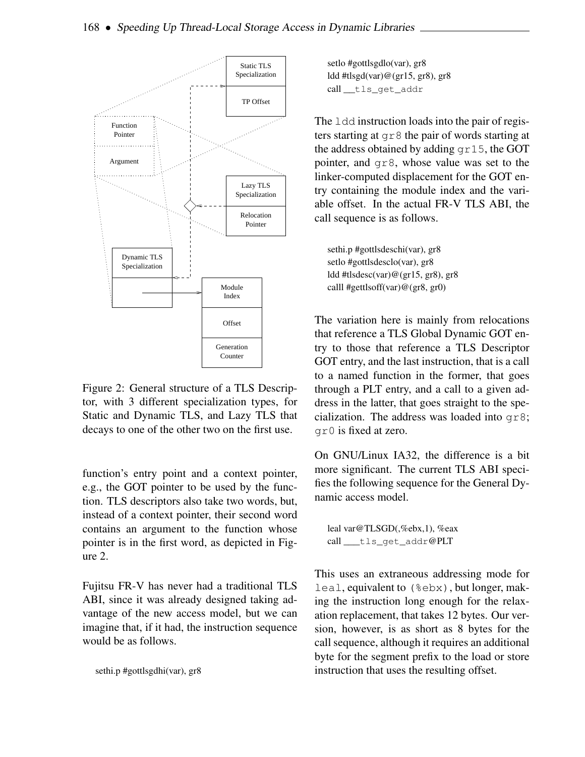Figure 2: General structure of a TLS Descriptor, with 3 different specialization types, for Static and Dynamic TLS, and Lazy TLS that decays to one of the other two on the first use.

function's entry point and a context pointer, e.g., the GOT pointer to be used by the function. TLS descriptors also take two words, but, instead of a context pointer, their second word contains an argument to the function whose pointer is in the first word, as depicted in Figure 2.

Fujitsu FR-V has never had a traditional TLS ABI, since it was already designed taking advantage of the new access model, but we can imagine that, if it had, the instruction sequence would be as follows.

```
sethi.p #gottlsgdhi(var), gr8
setlo #gottlsgdlo(var), gr8
ldd #tlsgd(var)@(gr15, gr8), gr8
call __tls_get_addr
```

The `ldd` instruction loads into the pair of registers starting at `gr8` the pair of words starting at the address obtained by adding `gr15`, the GOT pointer, and `gr8`, whose value was set to the linker-computed displacement for the GOT entry containing the module index and the variable offset. In the actual FR-V TLS ABI, the call sequence is as follows.

```
sethi.p #gottlsdeschi(var), gr8
setlo #gottlsdesclo(var), gr8
ldd #tlsdesc(var)@(gr15, gr8), gr8
calll #gettlsoff(var)@(gr8, gr0)
```

The variation here is mainly from relocations that reference a TLS Global Dynamic GOT entry to those that reference a TLS Descriptor GOT entry, and the last instruction, that is a call to a named function in the former, that goes through a PLT entry, and a call to a given address in the latter, that goes straight to the specialization. The address was loaded into `gr8`; `gr0` is fixed at zero.

On GNU/Linux IA32, the difference is a bit more significant. The current TLS ABI specifies the following sequence for the General Dynamic access model.

```
leal var@TLSGD(,%ebx,1), %eax
call ___tls_get_addr@PLT
```

This uses an extraneous addressing mode for `leal`, equivalent to `(%ebx)`, but longer, making the instruction long enough for the relaxation replacement, that takes 12 bytes. Our version, however, is as short as 8 bytes for the call sequence, although it requires an additional byte for the segment prefix to the load or store instruction that uses the resulting offset.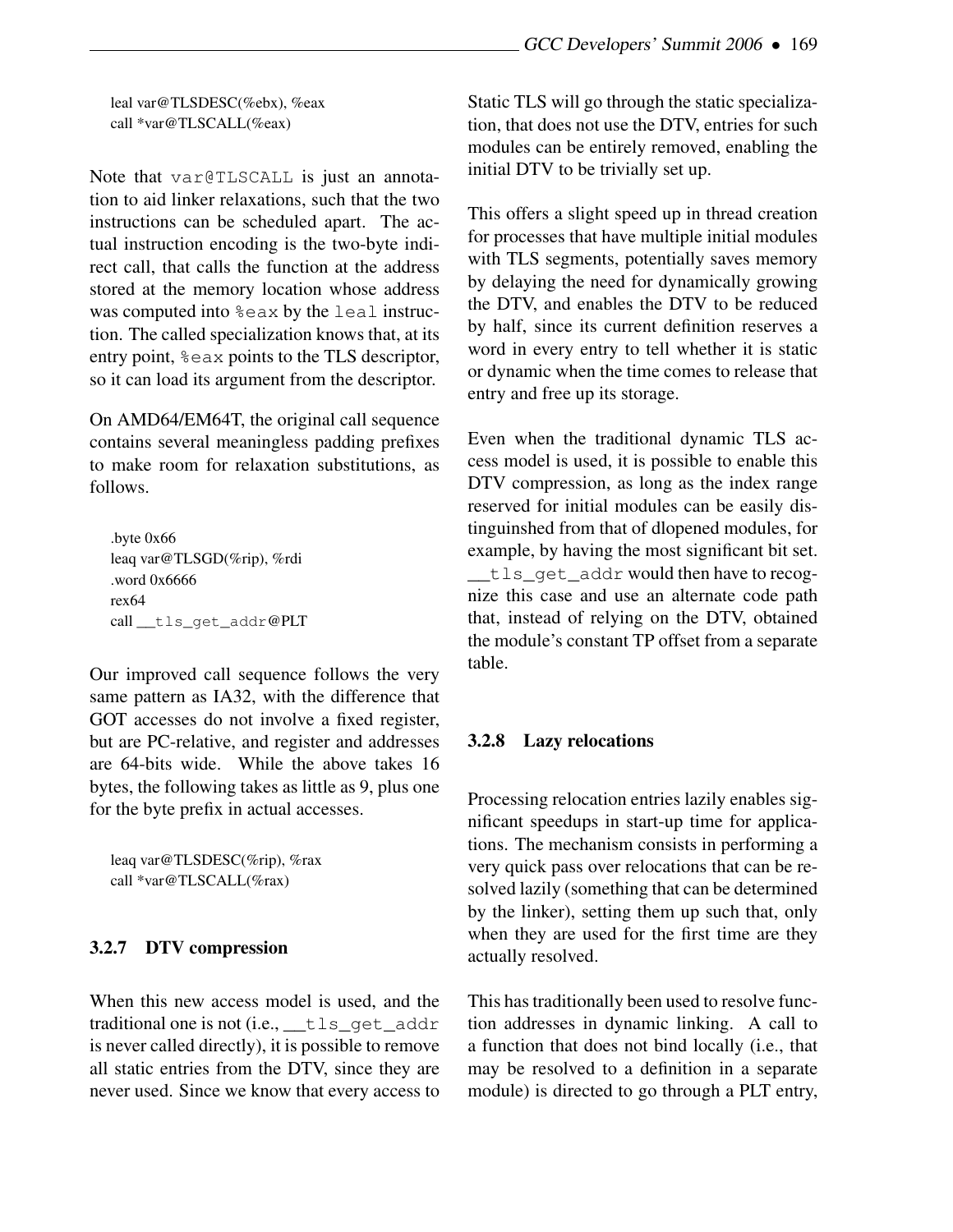```
leal var@TLSDESC(%ebx), %eax
call *var@TLSCALL(%eax)
```

Note that `var@TLSCALL` is just an annotation to aid linker relaxations, such that the two instructions can be scheduled apart. The actual instruction encoding is the two-byte indirect call, that calls the function at the address stored at the memory location whose address was computed into `%eax` by the `leal` instruction. The called specialization knows that, at its entry point, `%eax` points to the TLS descriptor, so it can load its argument from the descriptor.

On AMD64/EM64T, the original call sequence contains several meaningless padding prefixes to make room for relaxation substitutions, as follows.

```
.byte 0x66
leaq var@TLSGD(%rip), %rdi
.word 0x6666
rex64
call __tls_get_addr@PLT
```

Our improved call sequence follows the very same pattern as IA32, with the difference that GOT accesses do not involve a fixed register, but are PC-relative, and register and addresses are 64-bits wide. While the above takes 16 bytes, the following takes as little as 9, plus one for the byte prefix in actual accesses.

```
leaq var@TLSDESC(%rip), %rax
call *var@TLSCALL(%rax)
```

### 3.2.7 DTV compression

When this new access model is used, and the traditional one is not (i.e., `__tls_get_addr` is never called directly), it is possible to remove all static entries from the DTV, since they are never used. Since we know that every access to Static TLS will go through the static specialization, that does not use the DTV, entries for such modules can be entirely removed, enabling the initial DTV to be trivially set up.

This offers a slight speed up in thread creation for processes that have multiple initial modules with TLS segments, potentially saves memory by delaying the need for dynamically growing the DTV, and enables the DTV to be reduced by half, since its current definition reserves a word in every entry to tell whether it is static or dynamic when the time comes to release that entry and free up its storage.

Even when the traditional dynamic TLS access model is used, it is possible to enable this DTV compression, as long as the index range reserved for initial modules can be easily distinguished from that of dlopened modules, for example, by having the most significant bit set. `__tls_get_addr` would then have to recognize this case and use an alternate code path that, instead of relying on the DTV, obtained the module's constant TP offset from a separate table.

### 3.2.8 Lazy relocations

Processing relocation entries lazily enables significant speedups in start-up time for applications. The mechanism consists in performing a very quick pass over relocations that can be resolved lazily (something that can be determined by the linker), setting them up such that, only when they are used for the first time are they actually resolved.

This has traditionally been used to resolve function addresses in dynamic linking. A call to a function that does not bind locally (i.e., that may be resolved to a definition in a separate module) is directed to go through a PLT entry,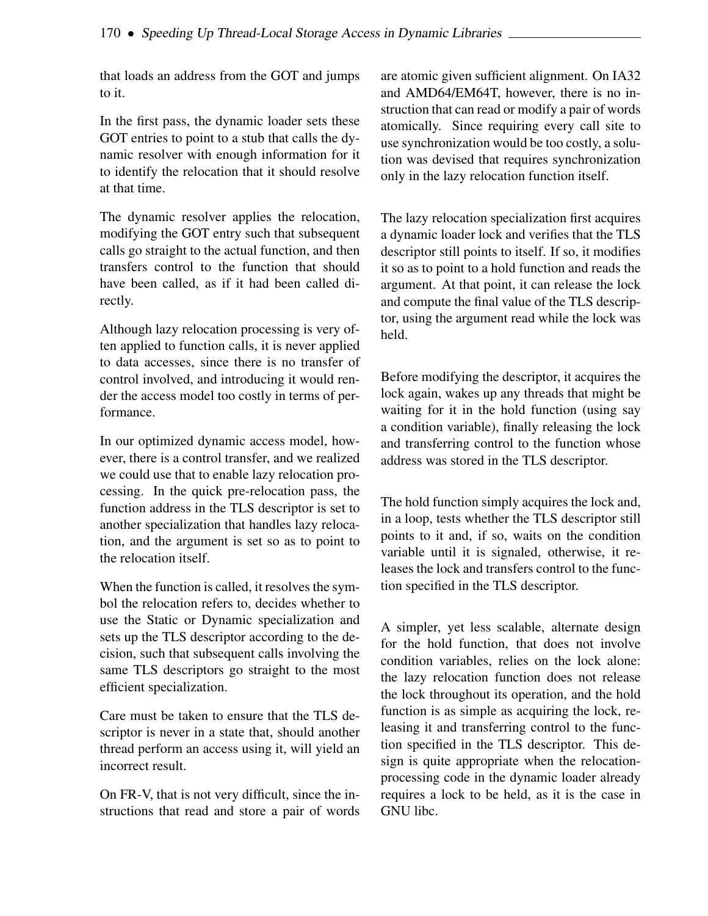that loads an address from the GOT and jumps to it.

In the first pass, the dynamic loader sets these GOT entries to point to a stub that calls the dynamic resolver with enough information for it to identify the relocation that it should resolve at that time.

The dynamic resolver applies the relocation, modifying the GOT entry such that subsequent calls go straight to the actual function, and then transfers control to the function that should have been called, as if it had been called directly.

Although lazy relocation processing is very often applied to function calls, it is never applied to data accesses, since there is no transfer of control involved, and introducing it would render the access model too costly in terms of performance.

In our optimized dynamic access model, however, there is a control transfer, and we realized we could use that to enable lazy relocation processing. In the quick pre-relocation pass, the function address in the TLS descriptor is set to another specialization that handles lazy relocation, and the argument is set so as to point to the relocation itself.

When the function is called, it resolves the symbol the relocation refers to, decides whether to use the Static or Dynamic specialization and sets up the TLS descriptor according to the decision, such that subsequent calls involving the same TLS descriptors go straight to the most efficient specialization.

Care must be taken to ensure that the TLS descriptor is never in a state that, should another thread perform an access using it, will yield an incorrect result.

On FR-V, that is not very difficult, since the instructions that read and store a pair of words are atomic given sufficient alignment. On IA32 and AMD64/EM64T, however, there is no instruction that can read or modify a pair of words atomically. Since requiring every call site to use synchronization would be too costly, a solution was devised that requires synchronization only in the lazy relocation function itself.

The lazy relocation specialization first acquires a dynamic loader lock and verifies that the TLS descriptor still points to itself. If so, it modifies it so as to point to a hold function and reads the argument. At that point, it can release the lock and compute the final value of the TLS descriptor, using the argument read while the lock was held.

Before modifying the descriptor, it acquires the lock again, wakes up any threads that might be waiting for it in the hold function (using say a condition variable), finally releasing the lock and transferring control to the function whose address was stored in the TLS descriptor.

The hold function simply acquires the lock and, in a loop, tests whether the TLS descriptor still points to it and, if so, waits on the condition variable until it is signaled, otherwise, it releases the lock and transfers control to the function specified in the TLS descriptor.

A simpler, yet less scalable, alternate design for the hold function, that does not involve condition variables, relies on the lock alone: the lazy relocation function does not release the lock throughout its operation, and the hold function is as simple as acquiring the lock, releasing it and transferring control to the function specified in the TLS descriptor. This design is quite appropriate when the relocation-processing code in the dynamic loader already requires a lock to be held, as it is the case in GNU libc.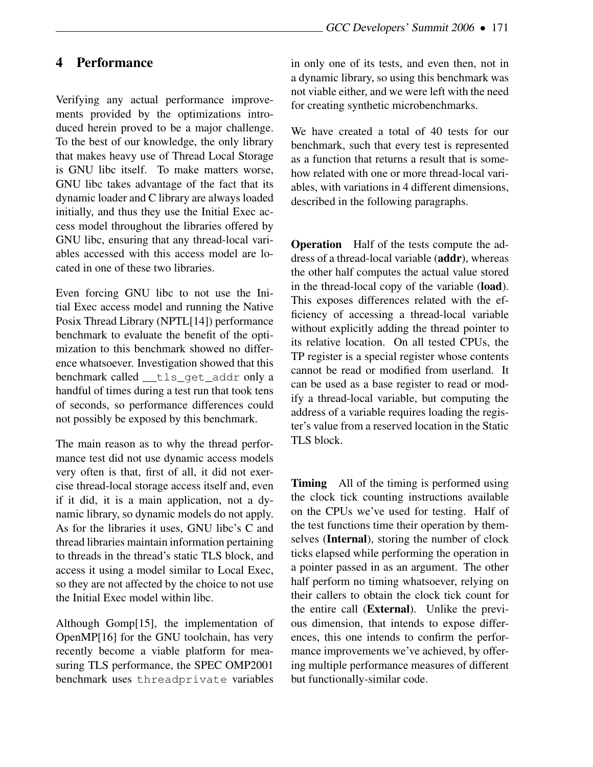## 4 Performance

Verifying any actual performance improvements provided by the optimizations introduced herein proved to be a major challenge. To the best of our knowledge, the only library that makes heavy use of Thread Local Storage is GNU libc itself. To make matters worse, GNU libc takes advantage of the fact that its dynamic loader and C library are always loaded initially, and thus they use the Initial Exec access model throughout the libraries offered by GNU libc, ensuring that any thread-local variables accessed with this access model are located in one of these two libraries.

Even forcing GNU libc to not use the Initial Exec access model and running the Native Posix Thread Library (NPTL[14]) performance benchmark to evaluate the benefit of the optimization to this benchmark showed no difference whatsoever. Investigation showed that this benchmark called `__tls_get_addr` only a handful of times during a test run that took tens of seconds, so performance differences could not possibly be exposed by this benchmark.

The main reason as to why the thread performance test did not use dynamic access models very often is that, first of all, it did not exercise thread-local storage access itself and, even if it did, it is a main application, not a dynamic library, so dynamic models do not apply. As for the libraries it uses, GNU libc's C and thread libraries maintain information pertaining to threads in the thread's static TLS block, and access it using a model similar to Local Exec, so they are not affected by the choice to not use the Initial Exec model within libc.

Although Gomp[15], the implementation of OpenMP[16] for the GNU toolchain, has very recently become a viable platform for measuring TLS performance, the SPEC OMP2001 benchmark uses `threadprivate` variables in only one of its tests, and even then, not in a dynamic library, so using this benchmark was not viable either, and we were left with the need for creating synthetic microbenchmarks.

We have created a total of 40 tests for our benchmark, such that every test is represented as a function that returns a result that is somehow related with one or more thread-local variables, with variations in 4 different dimensions, described in the following paragraphs.

**Operation** Half of the tests compute the address of a thread-local variable (**addr**), whereas the other half computes the actual value stored in the thread-local copy of the variable (**load**). This exposes differences related with the efficiency of accessing a thread-local variable without explicitly adding the thread pointer to its relative location. On all tested CPUs, the TP register is a special register whose contents cannot be read or modified from userland. It can be used as a base register to read or modify a thread-local variable, but computing the address of a variable requires loading the register's value from a reserved location in the Static TLS block.

**Timing** All of the timing is performed using the clock tick counting instructions available on the CPUs we've used for testing. Half of the test functions time their operation by themselves (**Internal**), storing the number of clock ticks elapsed while performing the operation in a pointer passed in as an argument. The other half perform no timing whatsoever, relying on their callers to obtain the clock tick count for the entire call (**External**). Unlike the previous dimension, that intends to expose differences, this one intends to confirm the performance improvements we've achieved, by offering multiple performance measures of different but functionally-similar code.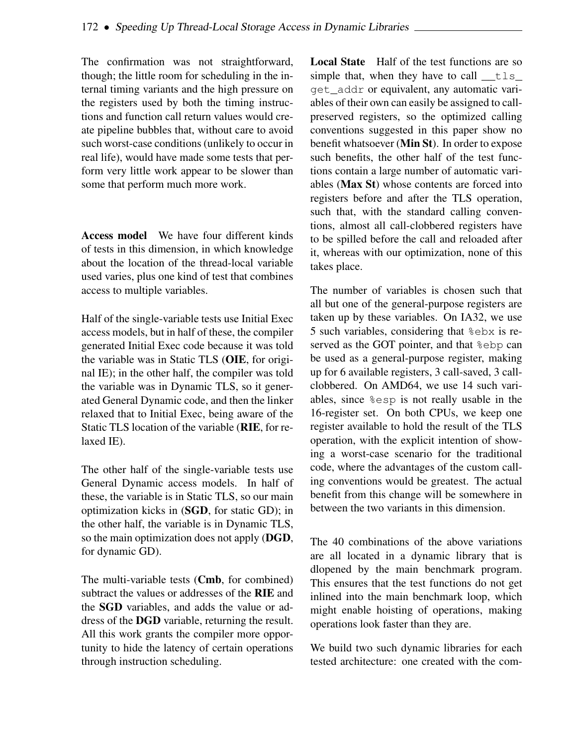The confirmation was not straightforward, though; the little room for scheduling in the internal timing variants and the high pressure on the registers used by both the timing instructions and function call return values would create pipeline bubbles that, without care to avoid such worst-case conditions (unlikely to occur in real life), would have made some tests that perform very little work appear to be slower than some that perform much more work.

**Access model** We have four different kinds of tests in this dimension, in which knowledge about the location of the thread-local variable used varies, plus one kind of test that combines access to multiple variables.

Half of the single-variable tests use Initial Exec access models, but in half of these, the compiler generated Initial Exec code because it was told the variable was in Static TLS (**OIE**, for original IE); in the other half, the compiler was told the variable was in Dynamic TLS, so it generated General Dynamic code, and then the linker relaxed that to Initial Exec, being aware of the Static TLS location of the variable (**RIE**, for relaxed IE).

The other half of the single-variable tests use General Dynamic access models. In half of these, the variable is in Static TLS, so our main optimization kicks in (**SGD**, for static GD); in the other half, the variable is in Dynamic TLS, so the main optimization does not apply (**DGD**, for dynamic GD).

The multi-variable tests (**Cmb**, for combined) subtract the values or addresses of the **RIE** and the **SGD** variables, and adds the value or address of the **DGD** variable, returning the result. All this work grants the compiler more opportunity to hide the latency of certain operations through instruction scheduling.

**Local State** Half of the test functions are so simple that, when they have to call `__tls_get_addr` or equivalent, any automatic variables of their own can easily be assigned to call-preserved registers, so the optimized calling conventions suggested in this paper show no benefit whatsoever (**Min St**). In order to expose such benefits, the other half of the test functions contain a large number of automatic variables (**Max St**) whose contents are forced into registers before and after the TLS operation, such that, with the standard calling conventions, almost all call-clobbered registers have to be spilled before the call and reloaded after it, whereas with our optimization, none of this takes place.

The number of variables is chosen such that all but one of the general-purpose registers are taken up by these variables. On IA32, we use 5 such variables, considering that `%ebx` is reserved as the GOT pointer, and that `%ebp` can be used as a general-purpose register, making up for 6 available registers, 3 call-saved, 3 call-clobbered. On AMD64, we use 14 such variables, since `%esp` is not really usable in the 16-register set. On both CPUs, we keep one register available to hold the result of the TLS operation, with the explicit intention of showing a worst-case scenario for the traditional code, where the advantages of the custom calling conventions would be greatest. The actual benefit from this change will be somewhere in between the two variants in this dimension.

The 40 combinations of the above variations are all located in a dynamic library that is dlopened by the main benchmark program. This ensures that the test functions do not get inlined into the main benchmark loop, which might enable hoisting of operations, making operations look faster than they are.

We build two such dynamic libraries for each tested architecture: one created with the com-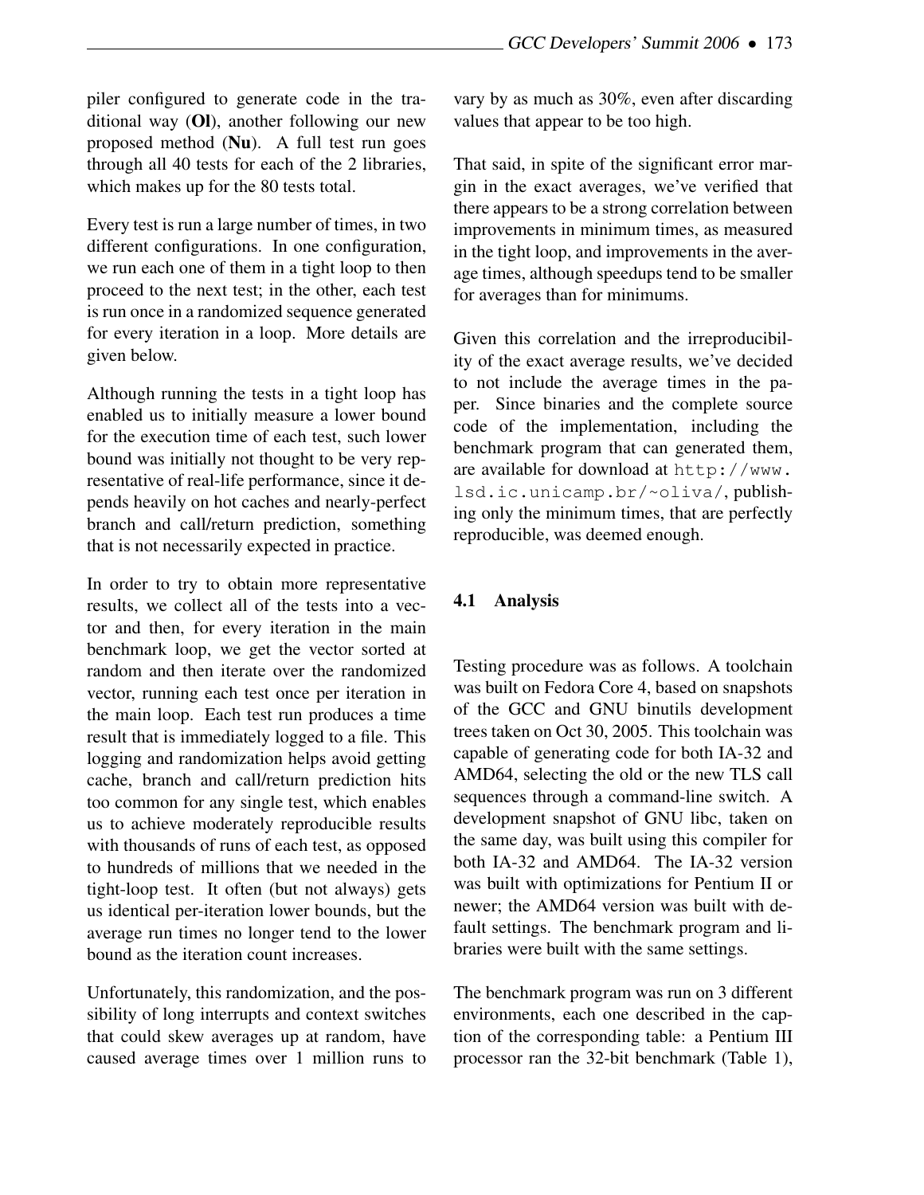piler configured to generate code in the traditional way (**Ol**), another following our new proposed method (**Nu**). A full test run goes through all 40 tests for each of the 2 libraries, which makes up for the 80 tests total.

Every test is run a large number of times, in two different configurations. In one configuration, we run each one of them in a tight loop to then proceed to the next test; in the other, each test is run once in a randomized sequence generated for every iteration in a loop. More details are given below.

Although running the tests in a tight loop has enabled us to initially measure a lower bound for the execution time of each test, such lower bound was initially not thought to be very representative of real-life performance, since it depends heavily on hot caches and nearly-perfect branch and call/return prediction, something that is not necessarily expected in practice.

In order to try to obtain more representative results, we collect all of the tests into a vector and then, for every iteration in the main benchmark loop, we get the vector sorted at random and then iterate over the randomized vector, running each test once per iteration in the main loop. Each test run produces a time result that is immediately logged to a file. This logging and randomization helps avoid getting cache, branch and call/return prediction hits too common for any single test, which enables us to achieve moderately reproducible results with thousands of runs of each test, as opposed to hundreds of millions that we needed in the tight-loop test. It often (but not always) gets us identical per-iteration lower bounds, but the average run times no longer tend to the lower bound as the iteration count increases.

Unfortunately, this randomization, and the possibility of long interrupts and context switches that could skew averages up at random, have caused average times over 1 million runs to vary by as much as 30%, even after discarding values that appear to be too high.

That said, in spite of the significant error margin in the exact averages, we've verified that there appears to be a strong correlation between improvements in minimum times, as measured in the tight loop, and improvements in the average times, although speedups tend to be smaller for averages than for minimums.

Given this correlation and the irreproducibility of the exact average results, we've decided to not include the average times in the paper. Since binaries and the complete source code of the implementation, including the benchmark program that can generated them, are available for download at `http://www.lsd.ic.unicamp.br/~oliva/`, publishing only the minimum times, that are perfectly reproducible, was deemed enough.

## 4.1 Analysis

Testing procedure was as follows. A toolchain was built on Fedora Core 4, based on snapshots of the GCC and GNU binutils development trees taken on Oct 30, 2005. This toolchain was capable of generating code for both IA-32 and AMD64, selecting the old or the new TLS call sequences through a command-line switch. A development snapshot of GNU libc, taken on the same day, was built using this compiler for both IA-32 and AMD64. The IA-32 version was built with optimizations for Pentium II or newer; the AMD64 version was built with default settings. The benchmark program and libraries were built with the same settings.

The benchmark program was run on 3 different environments, each one described in the caption of the corresponding table: a Pentium III processor ran the 32-bit benchmark (Table 1),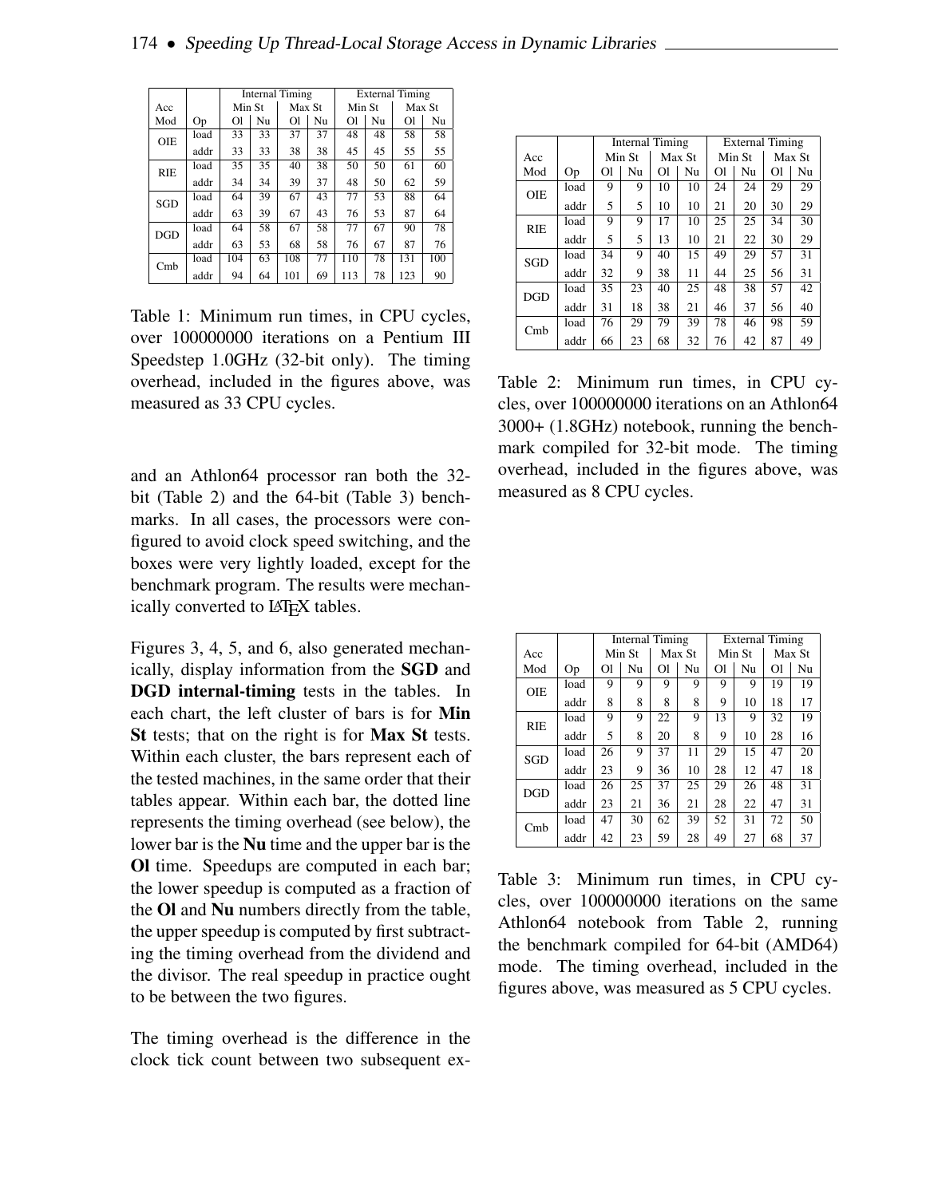| Acc Mod | Op | Internal Timing | | | | External Timing | | | |
|---|---|---|---|---|---|---|---|---|---|
| | | Min St | | Max St | | Min St | | Max St | |
| | | Ol | Nu | Ol | Nu | Ol | Nu | Ol | Nu |
| OIE | load | 33 | 33 | 37 | 37 | 48 | 48 | 58 | 58 |
| | addr | 33 | 33 | 38 | 38 | 45 | 45 | 55 | 55 |
| RIE | load | 35 | 35 | 40 | 38 | 50 | 50 | 61 | 60 |
| | addr | 34 | 34 | 39 | 37 | 48 | 50 | 62 | 59 |
| SGD | load | 64 | 39 | 67 | 43 | 77 | 53 | 88 | 64 |
| | addr | 63 | 39 | 67 | 43 | 76 | 53 | 87 | 64 |
| DGD | load | 64 | 58 | 67 | 58 | 77 | 67 | 90 | 78 |
| | addr | 63 | 53 | 68 | 58 | 76 | 67 | 87 | 76 |
| Cmb | load | 104 | 63 | 108 | 77 | 110 | 78 | 131 | 100 |
| | addr | 94 | 64 | 101 | 69 | 113 | 78 | 123 | 90 |

Table 1: Minimum run times, in CPU cycles, over 100000000 iterations on a Pentium III Speedstep 1.0GHz (32-bit only). The timing overhead, included in the figures above, was measured as 33 CPU cycles.

and an Athlon64 processor ran both the 32-bit (Table 2) and the 64-bit (Table 3) benchmarks. In all cases, the processors were configured to avoid clock speed switching, and the boxes were very lightly loaded, except for the benchmark program. The results were mechanically converted to LaTeX tables.

Figures 3, 4, 5, and 6, also generated mechanically, display information from the **SGD** and **DGD internal-timing** tests in the tables. In each chart, the left cluster of bars is for **Min St** tests; that on the right is for **Max St** tests. Within each cluster, the bars represent each of the tested machines, in the same order that their tables appear. Within each bar, the dotted line represents the timing overhead (see below), the lower bar is the **Nu** time and the upper bar is the **Ol** time. Speedups are computed in each bar; the lower speedup is computed as a fraction of the **Ol** and **Nu** numbers directly from the table, the upper speedup is computed by first subtracting the timing overhead from the dividend and the divisor. The real speedup in practice ought to be between the two figures.

The timing overhead is the difference in the clock tick count between two subsequent ex-

| Acc Mod | Op | Internal Timing | | | | External Timing | | | |
|---|---|---|---|---|---|---|---|---|---|
| | | Min St | | Max St | | Min St | | Max St | |
| | | Ol | Nu | Ol | Nu | Ol | Nu | Ol | Nu |
| OIE | load | 9 | 9 | 10 | 10 | 24 | 24 | 29 | 29 |
| | addr | 5 | 5 | 10 | 10 | 21 | 20 | 30 | 29 |
| RIE | load | 9 | 9 | 17 | 10 | 25 | 25 | 34 | 30 |
| | addr | 5 | 5 | 13 | 10 | 21 | 22 | 30 | 29 |
| SGD | load | 34 | 9 | 40 | 15 | 49 | 29 | 57 | 31 |
| | addr | 32 | 9 | 38 | 11 | 44 | 25 | 56 | 31 |
| DGD | load | 35 | 23 | 40 | 25 | 48 | 38 | 57 | 42 |
| | addr | 31 | 18 | 38 | 21 | 46 | 37 | 56 | 40 |
| Cmb | load | 76 | 29 | 79 | 39 | 78 | 46 | 98 | 59 |
| | addr | 66 | 23 | 68 | 32 | 76 | 42 | 87 | 49 |

Table 2: Minimum run times, in CPU cycles, over 100000000 iterations on an Athlon64 3000+ (1.8GHz) notebook, running the benchmark compiled for 32-bit mode. The timing overhead, included in the figures above, was measured as 8 CPU cycles.

| Acc Mod | Op | Internal Timing | | | | External Timing | | | |
|---|---|---|---|---|---|---|---|---|---|
| | | Min St | | Max St | | Min St | | Max St | |
| | | Ol | Nu | Ol | Nu | Ol | Nu | Ol | Nu |
| OIE | load | 9 | 9 | 9 | 9 | 9 | 9 | 19 | 19 |
| | addr | 8 | 8 | 8 | 8 | 9 | 10 | 18 | 17 |
| RIE | load | 9 | 9 | 22 | 9 | 13 | 9 | 32 | 19 |
| | addr | 5 | 8 | 20 | 8 | 9 | 10 | 28 | 16 |
| SGD | load | 26 | 9 | 37 | 11 | 29 | 15 | 47 | 20 |
| | addr | 23 | 9 | 36 | 10 | 28 | 12 | 47 | 18 |
| DGD | load | 26 | 25 | 37 | 25 | 29 | 26 | 48 | 31 |
| | addr | 23 | 21 | 36 | 21 | 28 | 22 | 47 | 31 |
| Cmb | load | 47 | 30 | 62 | 39 | 52 | 31 | 72 | 50 |
| | addr | 42 | 23 | 59 | 28 | 49 | 27 | 68 | 37 |

Table 3: Minimum run times, in CPU cycles, over 100000000 iterations on the same Athlon64 notebook from Table 2, running the benchmark compiled for 64-bit (AMD64) mode. The timing overhead, included in the figures above, was measured as 5 CPU cycles.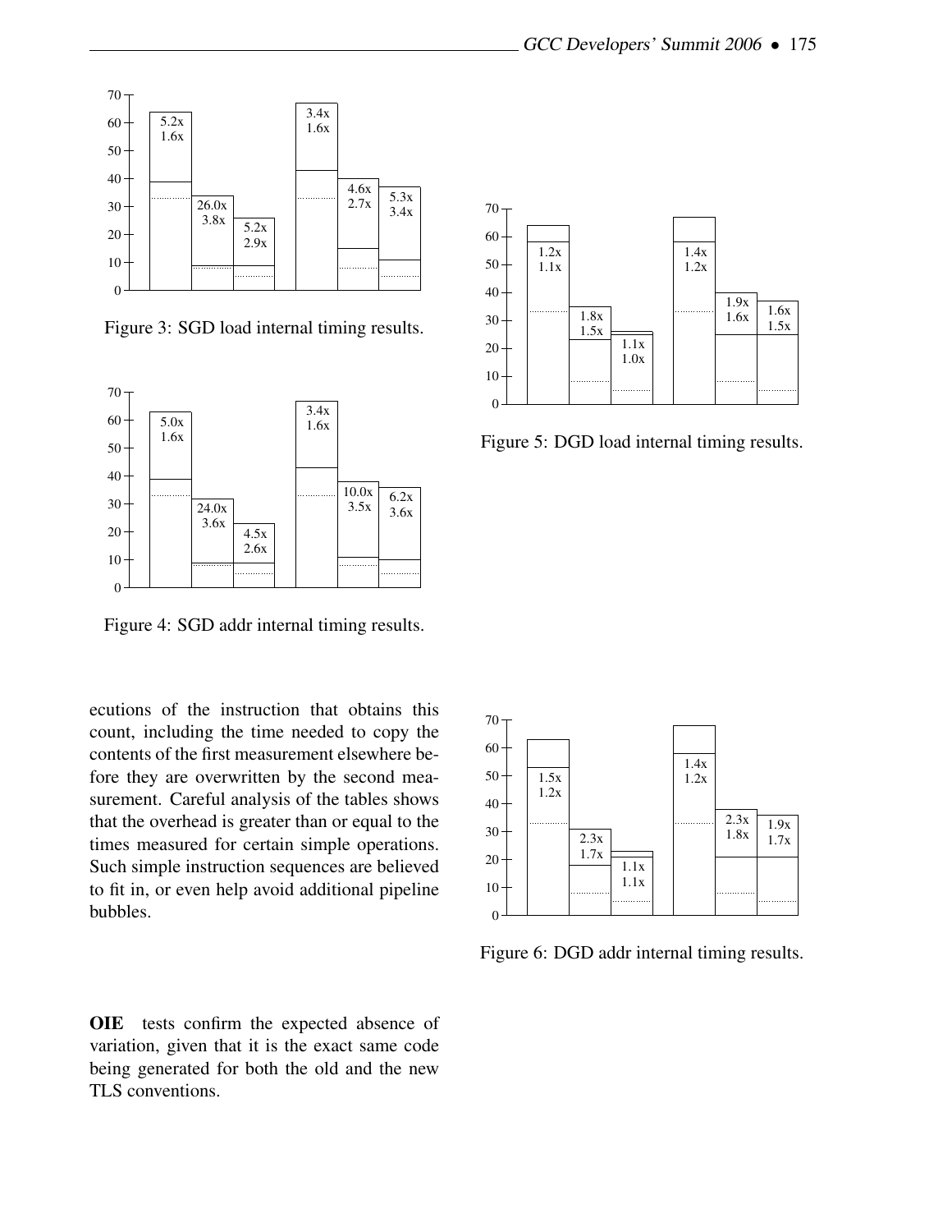Figure 3: SGD load internal timing results.

Figure 4: SGD addr internal timing results.

Figure 5: DGD load internal timing results.

Figure 6: DGD addr internal timing results.

ecutions of the instruction that obtains this count, including the time needed to copy the contents of the first measurement elsewhere before they are overwritten by the second measurement. Careful analysis of the tables shows that the overhead is greater than or equal to the times measured for certain simple operations. Such simple instruction sequences are believed to fit in, or even help avoid additional pipeline bubbles.

**OIE** tests confirm the expected absence of variation, given that it is the exact same code being generated for both the old and the new TLS conventions.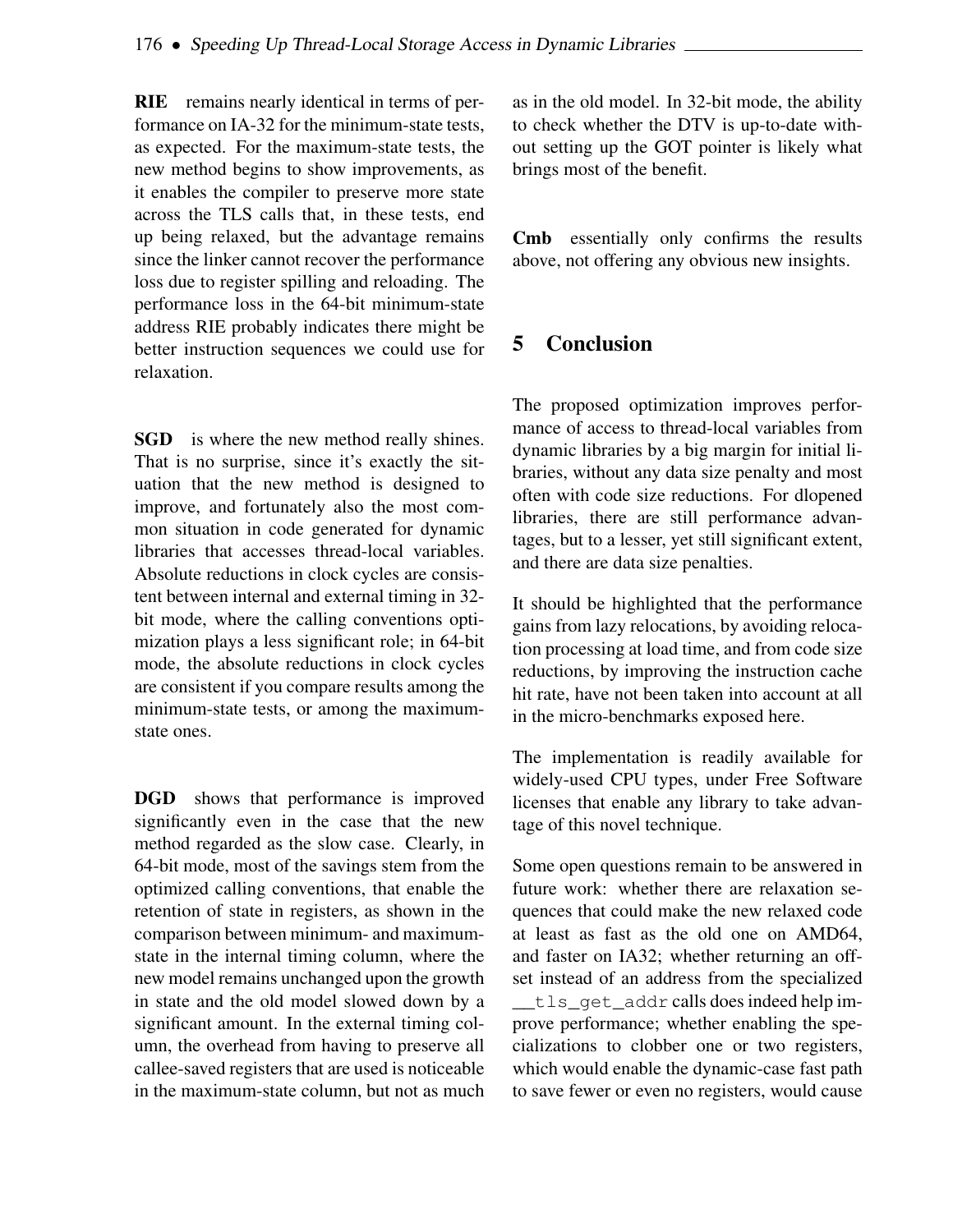**RIE** remains nearly identical in terms of performance on IA-32 for the minimum-state tests, as expected. For the maximum-state tests, the new method begins to show improvements, as it enables the compiler to preserve more state across the TLS calls that, in these tests, end up being relaxed, but the advantage remains since the linker cannot recover the performance loss due to register spilling and reloading. The performance loss in the 64-bit minimum-state address RIE probably indicates there might be better instruction sequences we could use for relaxation.

**SGD** is where the new method really shines. That is no surprise, since it's exactly the situation that the new method is designed to improve, and fortunately also the most common situation in code generated for dynamic libraries that accesses thread-local variables. Absolute reductions in clock cycles are consistent between internal and external timing in 32-bit mode, where the calling conventions optimization plays a less significant role; in 64-bit mode, the absolute reductions in clock cycles are consistent if you compare results among the minimum-state tests, or among the maximum-state ones.

**DGD** shows that performance is improved significantly even in the case that the new method regarded as the slow case. Clearly, in 64-bit mode, most of the savings stem from the optimized calling conventions, that enable the retention of state in registers, as shown in the comparison between minimum- and maximum-state in the internal timing column, where the new model remains unchanged upon the growth in state and the old model slowed down by a significant amount. In the external timing column, the overhead from having to preserve all callee-saved registers that are used is noticeable in the maximum-state column, but not as much as in the old model. In 32-bit mode, the ability to check whether the DTV is up-to-date without setting up the GOT pointer is likely what brings most of the benefit.

**Cmb** essentially only confirms the results above, not offering any obvious new insights.

## 5 Conclusion

The proposed optimization improves performance of access to thread-local variables from dynamic libraries by a big margin for initial libraries, without any data size penalty and most often with code size reductions. For dlopened libraries, there are still performance advantages, but to a lesser, yet still significant extent, and there are data size penalties.

It should be highlighted that the performance gains from lazy relocations, by avoiding relocation processing at load time, and from code size reductions, by improving the instruction cache hit rate, have not been taken into account at all in the micro-benchmarks exposed here.

The implementation is readily available for widely-used CPU types, under Free Software licenses that enable any library to take advantage of this novel technique.

Some open questions remain to be answered in future work: whether there are relaxation sequences that could make the new relaxed code at least as fast as the old one on AMD64, and faster on IA32; whether returning an offset instead of an address from the specialized `__tls_get_addr` calls does indeed help improve performance; whether enabling the specializations to clobber one or two registers, which would enable the dynamic-case fast path to save fewer or even no registers, would cause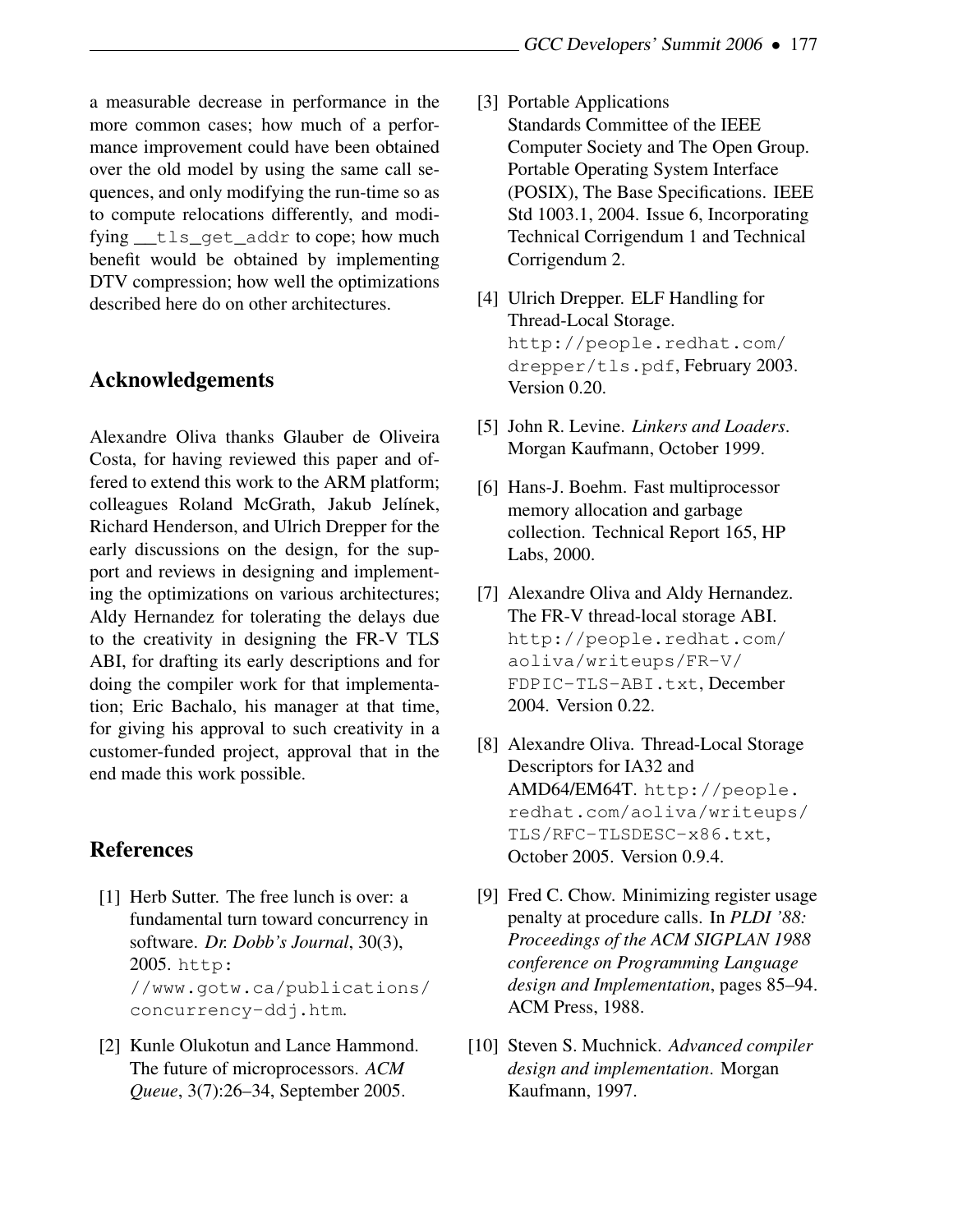a measurable decrease in performance in the more common cases; how much of a performance improvement could have been obtained over the old model by using the same call sequences, and only modifying the run-time so as to compute relocations differently, and modifying `__tls_get_addr` to cope; how much benefit would be obtained by implementing DTV compression; how well the optimizations described here do on other architectures.

## Acknowledgements

Alexandre Oliva thanks Glauber de Oliveira Costa, for having reviewed this paper and offered to extend this work to the ARM platform; colleagues Roland McGrath, Jakub Jelínek, Richard Henderson, and Ulrich Drepper for the early discussions on the design, for the support and reviews in designing and implementing the optimizations on various architectures; Aldy Hernandez for tolerating the delays due to the creativity in designing the FR-V TLS ABI, for drafting its early descriptions and for doing the compiler work for that implementation; Eric Bachalo, his manager at that time, for giving his approval to such creativity in a customer-funded project, approval that in the end made this work possible.

## References

[1] Herb Sutter. The free lunch is over: a fundamental turn toward concurrency in software. *Dr. Dobb's Journal*, 30(3), 2005. `http://www.gotw.ca/publications/concurrency-ddj.htm`.

[2] Kunle Olukotun and Lance Hammond. The future of microprocessors. *ACM Queue*, 3(7):26–34, September 2005.

[3] Portable Applications Standards Committee of the IEEE Computer Society and The Open Group. Portable Operating System Interface (POSIX), The Base Specifications. IEEE Std 1003.1, 2004. Issue 6, Incorporating Technical Corrigendum 1 and Technical Corrigendum 2.

[4] Ulrich Drepper. ELF Handling for Thread-Local Storage. `http://people.redhat.com/drepper/tls.pdf`, February 2003. Version 0.20.

[5] John R. Levine. *Linkers and Loaders*. Morgan Kaufmann, October 1999.

[6] Hans-J. Boehm. Fast multiprocessor memory allocation and garbage collection. Technical Report 165, HP Labs, 2000.

[7] Alexandre Oliva and Aldy Hernandez. The FR-V thread-local storage ABI. `http://people.redhat.com/aoliva/writeups/FR-V/FDPIC-TLS-ABI.txt`, December 2004. Version 0.22.

[8] Alexandre Oliva. Thread-Local Storage Descriptors for IA32 and AMD64/EM64T. `http://people.redhat.com/aoliva/writeups/TLS/RFC-TLSDESC-x86.txt`, October 2005. Version 0.9.4.

[9] Fred C. Chow. Minimizing register usage penalty at procedure calls. In *PLDI '88: Proceedings of the ACM SIGPLAN 1988 conference on Programming Language design and Implementation*, pages 85–94. ACM Press, 1988.

[10] Steven S. Muchnick. *Advanced compiler design and implementation*. Morgan Kaufmann, 1997.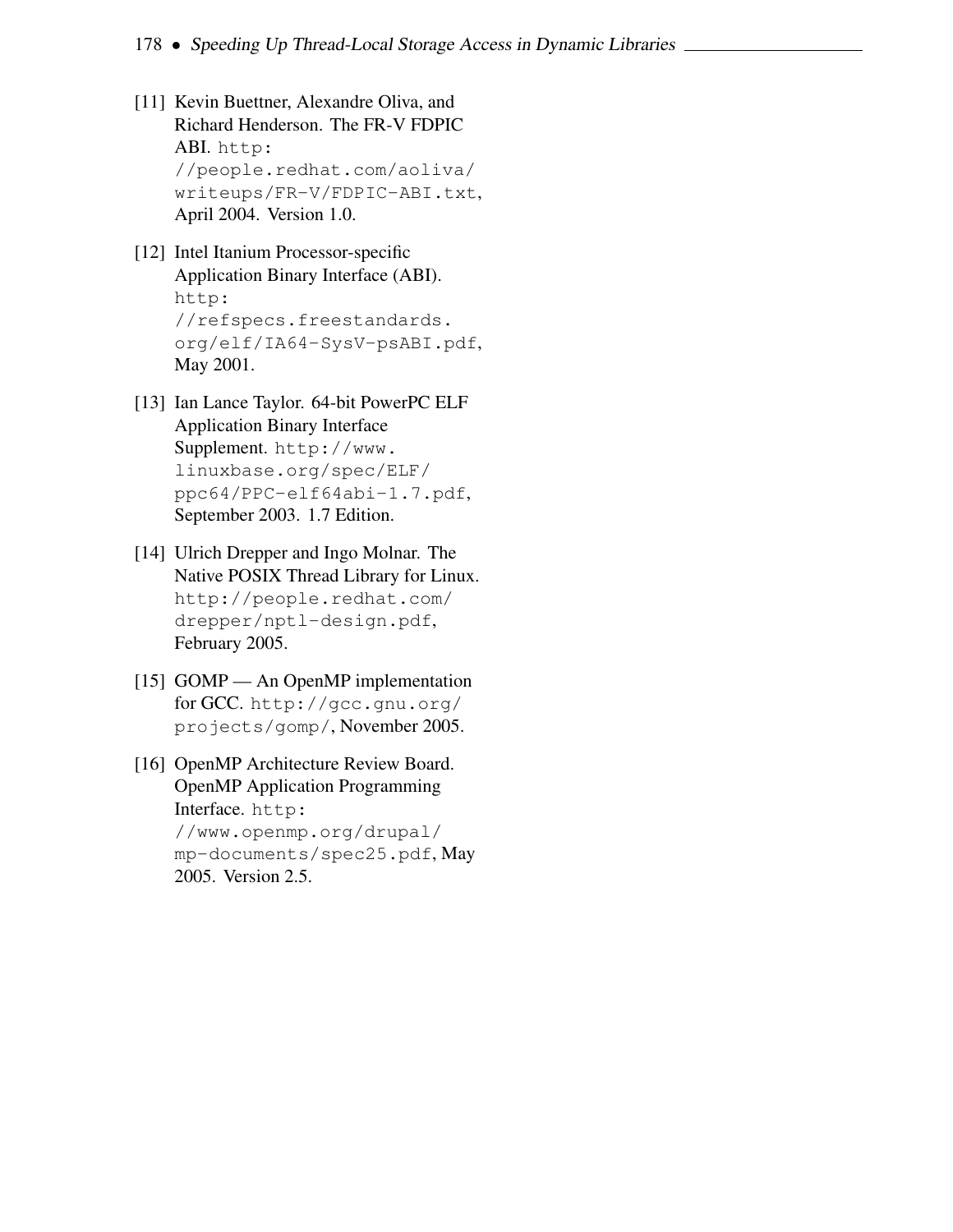[11] Kevin Buettner, Alexandre Oliva, and Richard Henderson. The FR-V FDPIC ABI. `http://people.redhat.com/aoliva/writeups/FR-V/FDPIC-ABI.txt`, April 2004. Version 1.0.

[12] Intel Itanium Processor-specific Application Binary Interface (ABI). `http://refspecs.freestandards.org/elf/IA64-SysV-psABI.pdf`, May 2001.

[13] Ian Lance Taylor. 64-bit PowerPC ELF Application Binary Interface Supplement. `http://www.linuxbase.org/spec/ELF/ppc64/PPC-elf64abi-1.7.pdf`, September 2003. 1.7 Edition.

[14] Ulrich Drepper and Ingo Molnar. The Native POSIX Thread Library for Linux. `http://people.redhat.com/drepper/nptl-design.pdf`, February 2005.

[15] GOMP — An OpenMP implementation for GCC. `http://gcc.gnu.org/projects/gomp/`, November 2005.

[16] OpenMP Architecture Review Board. OpenMP Application Programming Interface. `http://www.openmp.org/drupal/mp-documents/spec25.pdf`, May 2005. Version 2.5.